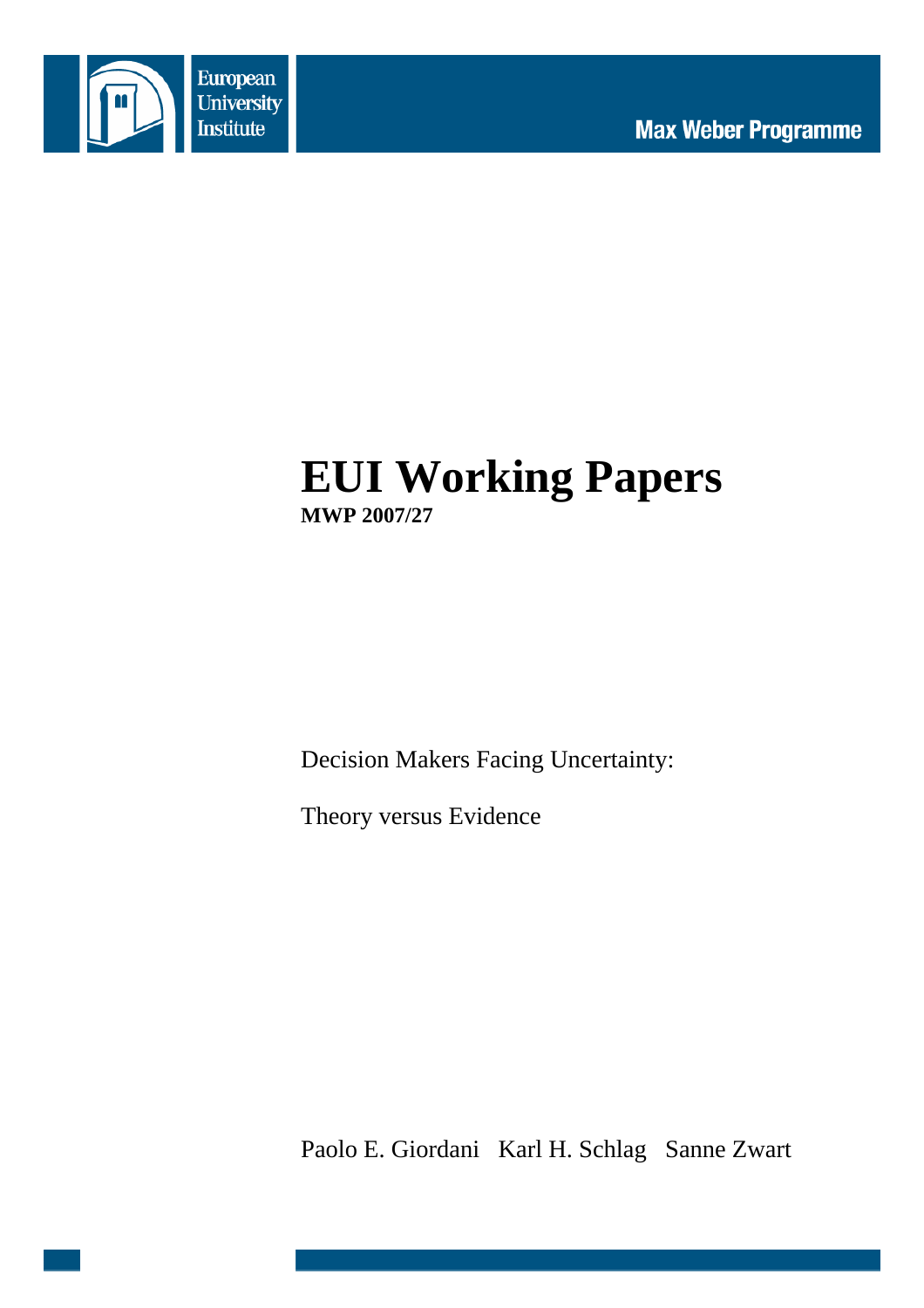European University Institute

Max Weber Programme

# EUI Working Papers

**MWP 2007/27**

Decision Makers Facing Uncertainty:

Theory versus Evidence

Paolo E. Giordani   Karl H. Schlag   Sanne Zwart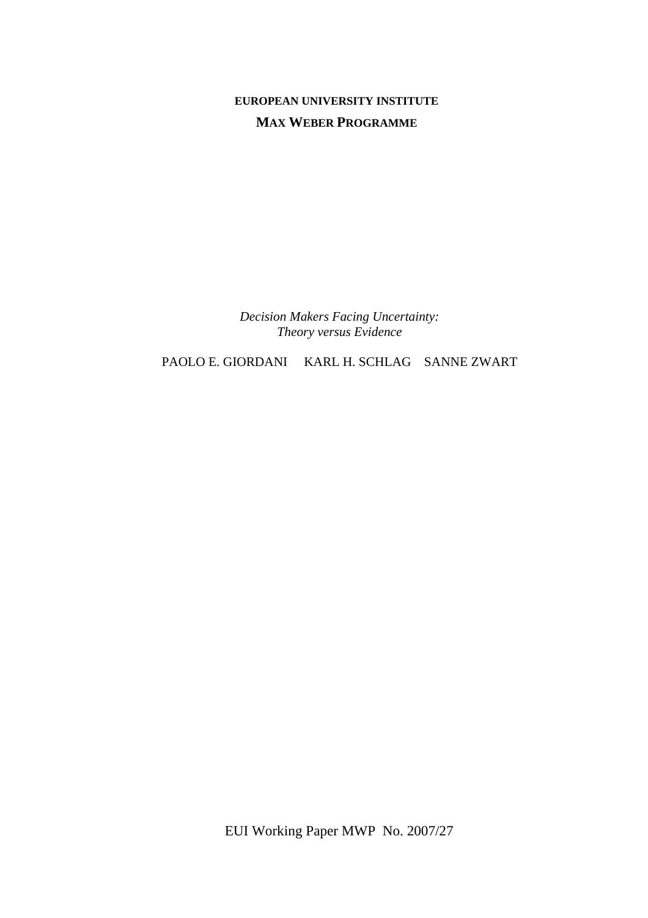**EUROPEAN UNIVERSITY INSTITUTE**

**MAX WEBER PROGRAMME**

*Decision Makers Facing Uncertainty:*
*Theory versus Evidence*

PAOLO E. GIORDANI    KARL H. SCHLAG    SANNE ZWART

EUI Working Paper MWP No. 2007/27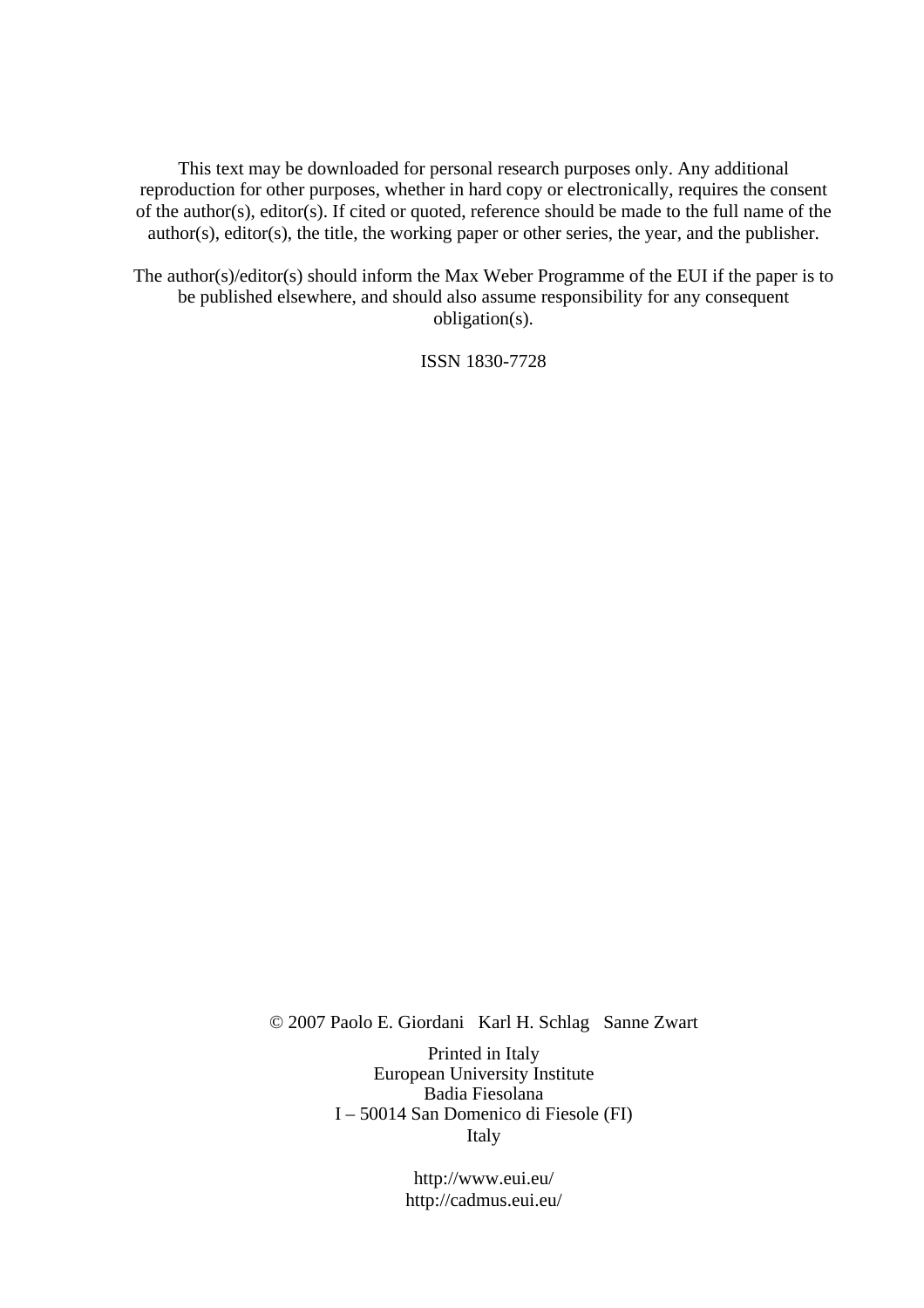This text may be downloaded for personal research purposes only. Any additional reproduction for other purposes, whether in hard copy or electronically, requires the consent of the author(s), editor(s). If cited or quoted, reference should be made to the full name of the author(s), editor(s), the title, the working paper or other series, the year, and the publisher.

The author(s)/editor(s) should inform the Max Weber Programme of the EUI if the paper is to be published elsewhere, and should also assume responsibility for any consequent obligation(s).

ISSN 1830-7728

© 2007 Paolo E. Giordani Karl H. Schlag Sanne Zwart

Printed in Italy
European University Institute
Badia Fiesolana
I – 50014 San Domenico di Fiesole (FI)
Italy

http://www.eui.eu/
http://cadmus.eui.eu/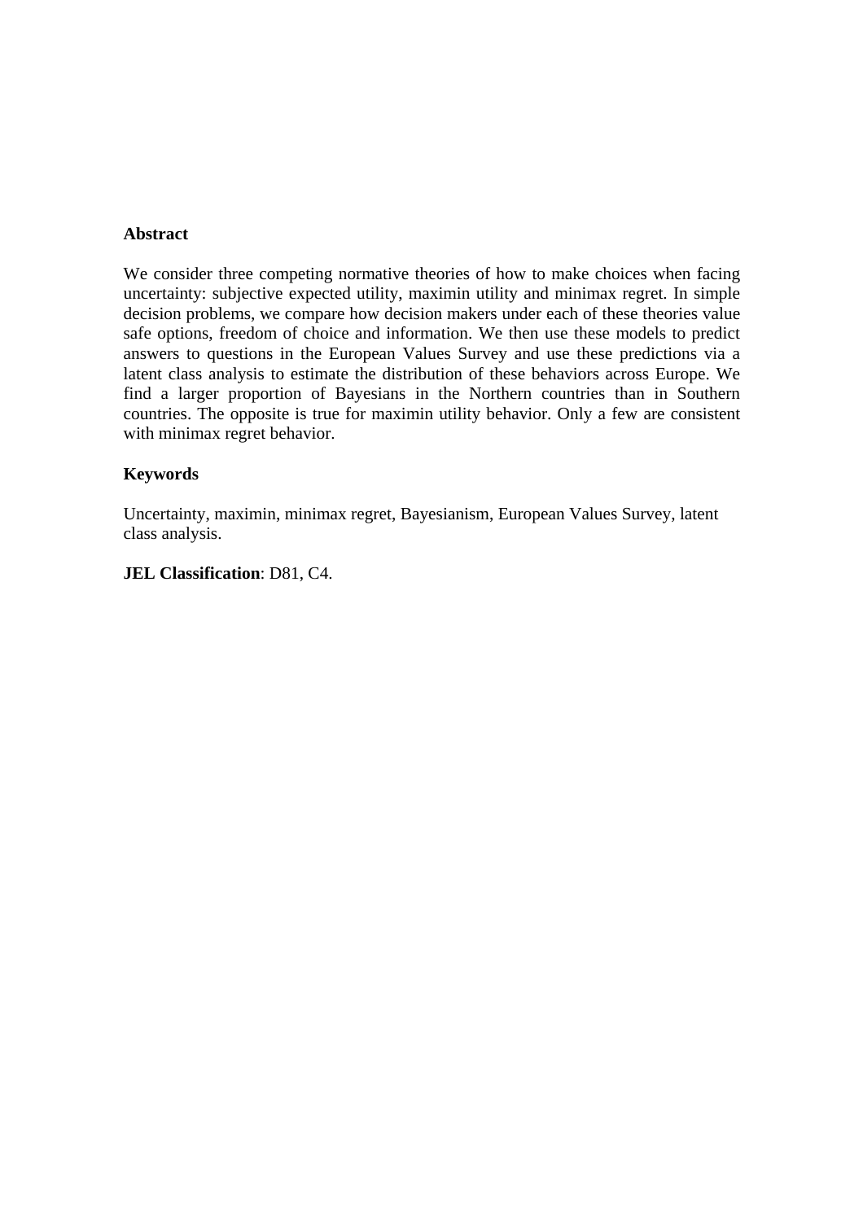**Abstract**

We consider three competing normative theories of how to make choices when facing uncertainty: subjective expected utility, maximin utility and minimax regret. In simple decision problems, we compare how decision makers under each of these theories value safe options, freedom of choice and information. We then use these models to predict answers to questions in the European Values Survey and use these predictions via a latent class analysis to estimate the distribution of these behaviors across Europe. We find a larger proportion of Bayesians in the Northern countries than in Southern countries. The opposite is true for maximin utility behavior. Only a few are consistent with minimax regret behavior.

**Keywords**

Uncertainty, maximin, minimax regret, Bayesianism, European Values Survey, latent class analysis.

**JEL Classification**: D81, C4.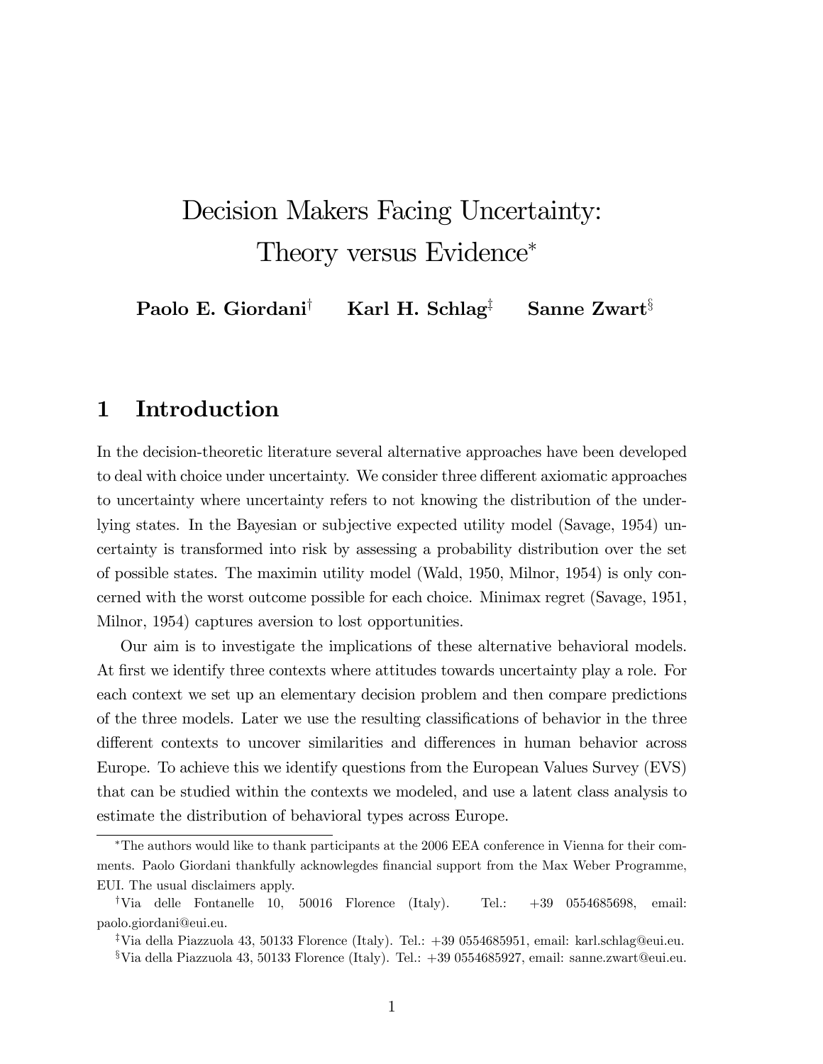// Decision Makers Facing Uncertainty: Theory versus Evidence*

**Paolo E. Giordani**[†] **Karl H. Schlag**[‡] **Sanne Zwart**[§]

## 1 Introduction

In the decision-theoretic literature several alternative approaches have been developed to deal with choice under uncertainty. We consider three different axiomatic approaches to uncertainty where uncertainty refers to not knowing the distribution of the underlying states. In the Bayesian or subjective expected utility model (Savage, 1954) uncertainty is transformed into risk by assessing a probability distribution over the set of possible states. The maximin utility model (Wald, 1950, Milnor, 1954) is only concerned with the worst outcome possible for each choice. Minimax regret (Savage, 1951, Milnor, 1954) captures aversion to lost opportunities.

Our aim is to investigate the implications of these alternative behavioral models. At first we identify three contexts where attitudes towards uncertainty play a role. For each context we set up an elementary decision problem and then compare predictions of the three models. Later we use the resulting classifications of behavior in the three different contexts to uncover similarities and differences in human behavior across Europe. To achieve this we identify questions from the European Values Survey (EVS) that can be studied within the contexts we modeled, and use a latent class analysis to estimate the distribution of behavioral types across Europe.

---

*The authors would like to thank participants at the 2006 EEA conference in Vienna for their comments. Paolo Giordani thankfully acknowlegdes financial support from the Max Weber Programme, EUI. The usual disclaimers apply.

[†]Via delle Fontanelle 10, 50016 Florence (Italy). Tel.: +39 0554685698, email: paolo.giordani@eui.eu.

[‡]Via della Piazzuola 43, 50133 Florence (Italy). Tel.: +39 0554685951, email: karl.schlag@eui.eu.

[§]Via della Piazzuola 43, 50133 Florence (Italy). Tel.: +39 0554685927, email: sanne.zwart@eui.eu.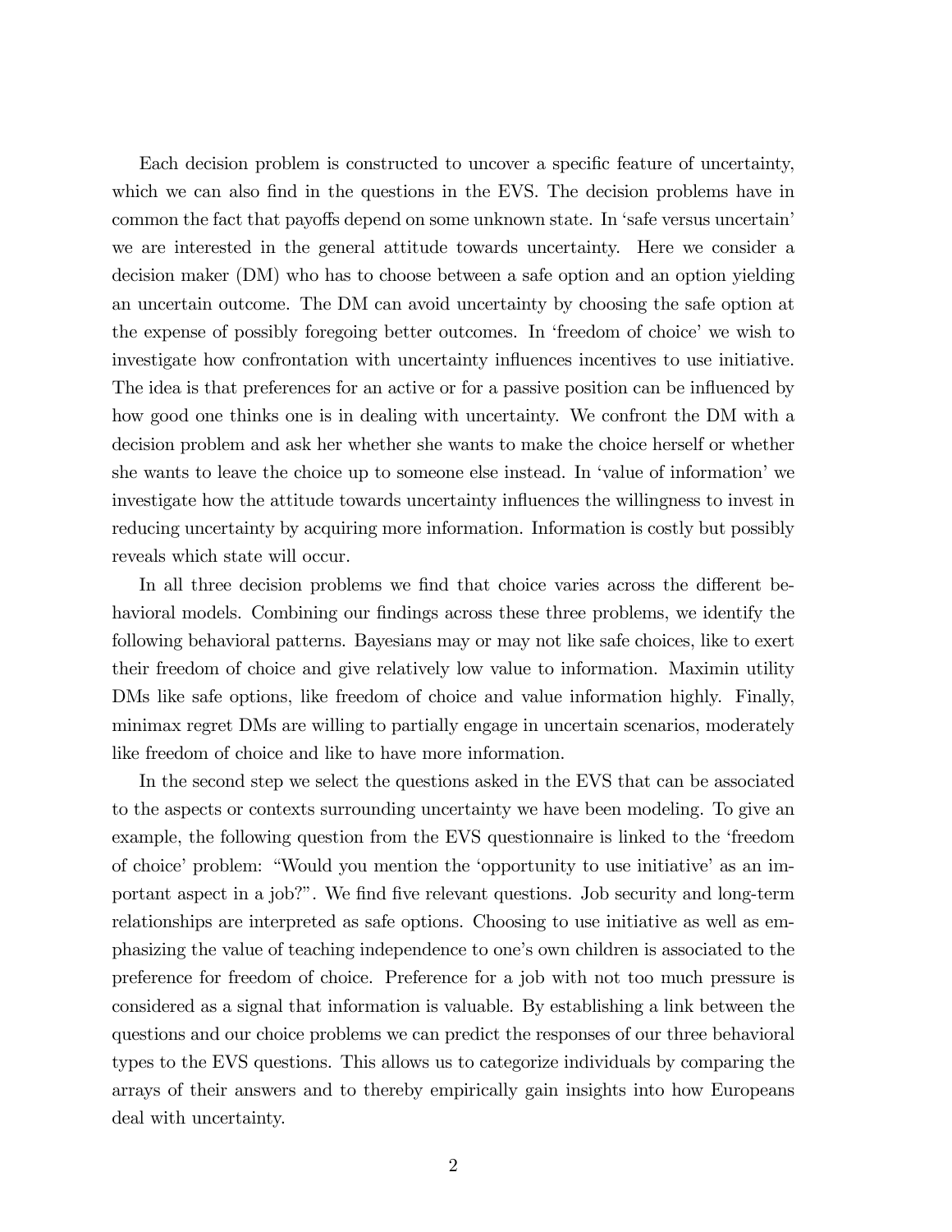Each decision problem is constructed to uncover a specific feature of uncertainty, which we can also find in the questions in the EVS. The decision problems have in common the fact that payoffs depend on some unknown state. In 'safe versus uncertain' we are interested in the general attitude towards uncertainty. Here we consider a decision maker (DM) who has to choose between a safe option and an option yielding an uncertain outcome. The DM can avoid uncertainty by choosing the safe option at the expense of possibly foregoing better outcomes. In 'freedom of choice' we wish to investigate how confrontation with uncertainty influences incentives to use initiative. The idea is that preferences for an active or for a passive position can be influenced by how good one thinks one is in dealing with uncertainty. We confront the DM with a decision problem and ask her whether she wants to make the choice herself or whether she wants to leave the choice up to someone else instead. In 'value of information' we investigate how the attitude towards uncertainty influences the willingness to invest in reducing uncertainty by acquiring more information. Information is costly but possibly reveals which state will occur.

In all three decision problems we find that choice varies across the different behavioral models. Combining our findings across these three problems, we identify the following behavioral patterns. Bayesians may or may not like safe choices, like to exert their freedom of choice and give relatively low value to information. Maximin utility DMs like safe options, like freedom of choice and value information highly. Finally, minimax regret DMs are willing to partially engage in uncertain scenarios, moderately like freedom of choice and like to have more information.

In the second step we select the questions asked in the EVS that can be associated to the aspects or contexts surrounding uncertainty we have been modeling. To give an example, the following question from the EVS questionnaire is linked to the 'freedom of choice' problem: "Would you mention the 'opportunity to use initiative' as an important aspect in a job?". We find five relevant questions. Job security and long-term relationships are interpreted as safe options. Choosing to use initiative as well as emphasizing the value of teaching independence to one's own children is associated to the preference for freedom of choice. Preference for a job with not too much pressure is considered as a signal that information is valuable. By establishing a link between the questions and our choice problems we can predict the responses of our three behavioral types to the EVS questions. This allows us to categorize individuals by comparing the arrays of their answers and to thereby empirically gain insights into how Europeans deal with uncertainty.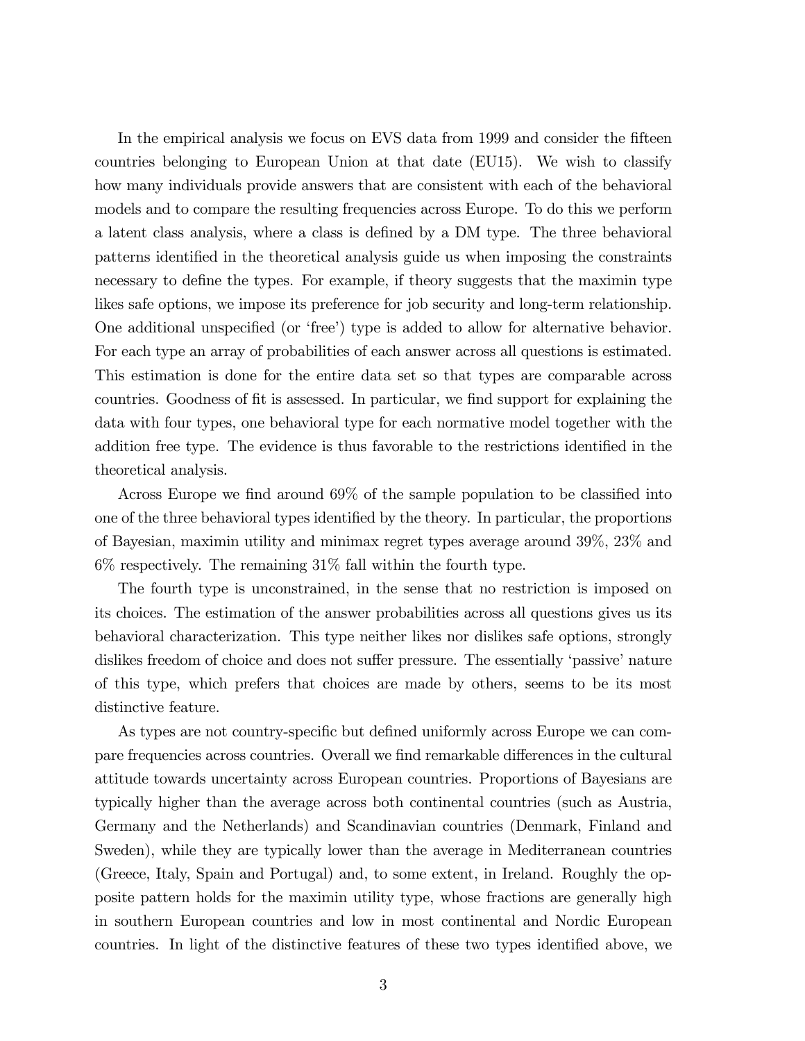In the empirical analysis we focus on EVS data from 1999 and consider the fifteen countries belonging to European Union at that date (EU15). We wish to classify how many individuals provide answers that are consistent with each of the behavioral models and to compare the resulting frequencies across Europe. To do this we perform a latent class analysis, where a class is defined by a DM type. The three behavioral patterns identified in the theoretical analysis guide us when imposing the constraints necessary to define the types. For example, if theory suggests that the maximin type likes safe options, we impose its preference for job security and long-term relationship. One additional unspecified (or 'free') type is added to allow for alternative behavior. For each type an array of probabilities of each answer across all questions is estimated. This estimation is done for the entire data set so that types are comparable across countries. Goodness of fit is assessed. In particular, we find support for explaining the data with four types, one behavioral type for each normative model together with the addition free type. The evidence is thus favorable to the restrictions identified in the theoretical analysis.

Across Europe we find around 69% of the sample population to be classified into one of the three behavioral types identified by the theory. In particular, the proportions of Bayesian, maximin utility and minimax regret types average around 39%, 23% and 6% respectively. The remaining 31% fall within the fourth type.

The fourth type is unconstrained, in the sense that no restriction is imposed on its choices. The estimation of the answer probabilities across all questions gives us its behavioral characterization. This type neither likes nor dislikes safe options, strongly dislikes freedom of choice and does not suffer pressure. The essentially 'passive' nature of this type, which prefers that choices are made by others, seems to be its most distinctive feature.

As types are not country-specific but defined uniformly across Europe we can compare frequencies across countries. Overall we find remarkable differences in the cultural attitude towards uncertainty across European countries. Proportions of Bayesians are typically higher than the average across both continental countries (such as Austria, Germany and the Netherlands) and Scandinavian countries (Denmark, Finland and Sweden), while they are typically lower than the average in Mediterranean countries (Greece, Italy, Spain and Portugal) and, to some extent, in Ireland. Roughly the opposite pattern holds for the maximin utility type, whose fractions are generally high in southern European countries and low in most continental and Nordic European countries. In light of the distinctive features of these two types identified above, we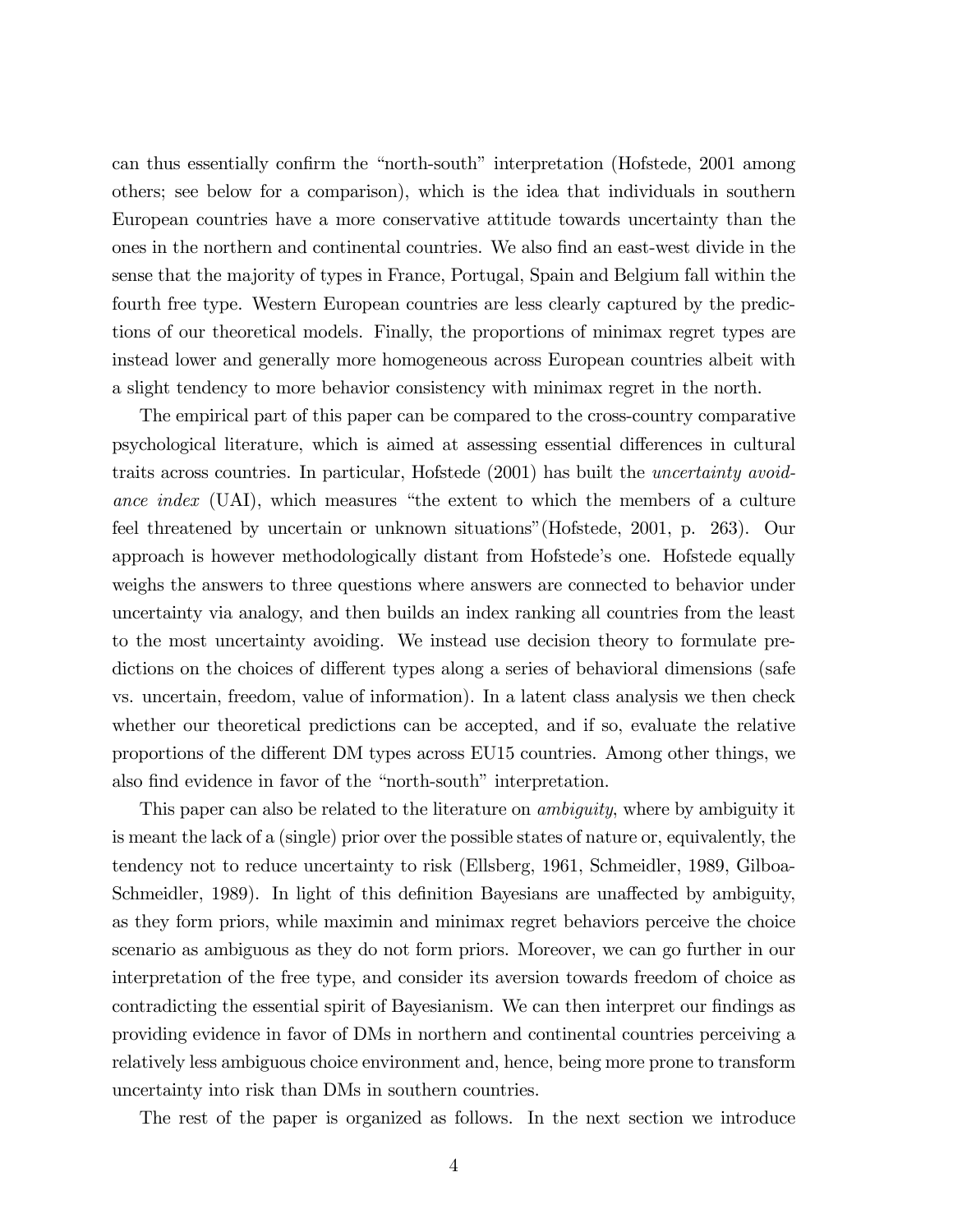can thus essentially confirm the "north-south" interpretation (Hofstede, 2001 among others; see below for a comparison), which is the idea that individuals in southern European countries have a more conservative attitude towards uncertainty than the ones in the northern and continental countries. We also find an east-west divide in the sense that the majority of types in France, Portugal, Spain and Belgium fall within the fourth free type. Western European countries are less clearly captured by the predictions of our theoretical models. Finally, the proportions of minimax regret types are instead lower and generally more homogeneous across European countries albeit with a slight tendency to more behavior consistency with minimax regret in the north.

The empirical part of this paper can be compared to the cross-country comparative psychological literature, which is aimed at assessing essential differences in cultural traits across countries. In particular, Hofstede (2001) has built the *uncertainty avoidance index* (UAI), which measures "the extent to which the members of a culture feel threatened by uncertain or unknown situations"(Hofstede, 2001, p. 263). Our approach is however methodologically distant from Hofstede's one. Hofstede equally weighs the answers to three questions where answers are connected to behavior under uncertainty via analogy, and then builds an index ranking all countries from the least to the most uncertainty avoiding. We instead use decision theory to formulate predictions on the choices of different types along a series of behavioral dimensions (safe vs. uncertain, freedom, value of information). In a latent class analysis we then check whether our theoretical predictions can be accepted, and if so, evaluate the relative proportions of the different DM types across EU15 countries. Among other things, we also find evidence in favor of the "north-south" interpretation.

This paper can also be related to the literature on *ambiguity*, where by ambiguity it is meant the lack of a (single) prior over the possible states of nature or, equivalently, the tendency not to reduce uncertainty to risk (Ellsberg, 1961, Schmeidler, 1989, Gilboa-Schmeidler, 1989). In light of this definition Bayesians are unaffected by ambiguity, as they form priors, while maximin and minimax regret behaviors perceive the choice scenario as ambiguous as they do not form priors. Moreover, we can go further in our interpretation of the free type, and consider its aversion towards freedom of choice as contradicting the essential spirit of Bayesianism. We can then interpret our findings as providing evidence in favor of DMs in northern and continental countries perceiving a relatively less ambiguous choice environment and, hence, being more prone to transform uncertainty into risk than DMs in southern countries.

The rest of the paper is organized as follows. In the next section we introduce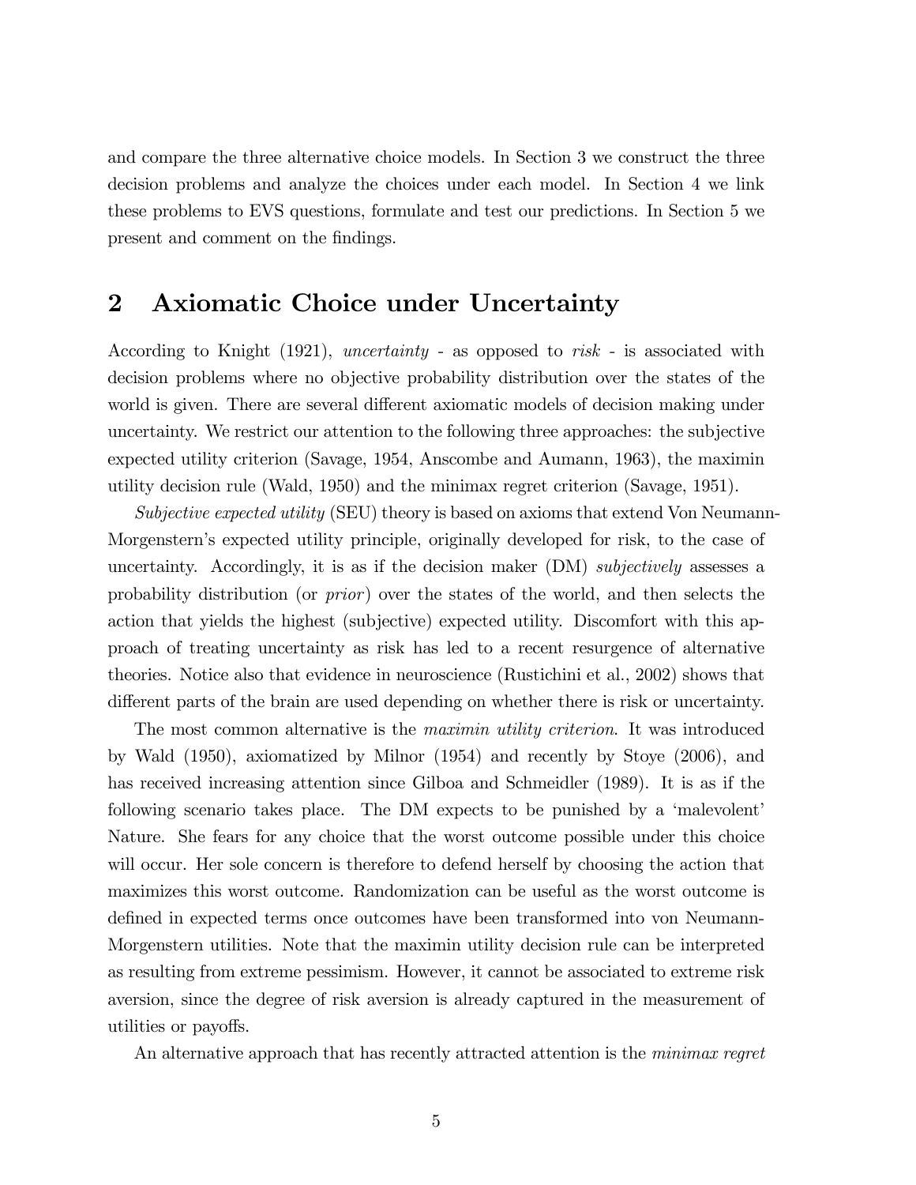and compare the three alternative choice models. In Section 3 we construct the three decision problems and analyze the choices under each model. In Section 4 we link these problems to EVS questions, formulate and test our predictions. In Section 5 we present and comment on the findings.

## 2 Axiomatic Choice under Uncertainty

According to Knight (1921), *uncertainty* - as opposed to *risk* - is associated with decision problems where no objective probability distribution over the states of the world is given. There are several different axiomatic models of decision making under uncertainty. We restrict our attention to the following three approaches: the subjective expected utility criterion (Savage, 1954, Anscombe and Aumann, 1963), the maximin utility decision rule (Wald, 1950) and the minimax regret criterion (Savage, 1951).

*Subjective expected utility* (SEU) theory is based on axioms that extend Von Neumann-Morgenstern's expected utility principle, originally developed for risk, to the case of uncertainty. Accordingly, it is as if the decision maker (DM) *subjectively* assesses a probability distribution (or *prior*) over the states of the world, and then selects the action that yields the highest (subjective) expected utility. Discomfort with this approach of treating uncertainty as risk has led to a recent resurgence of alternative theories. Notice also that evidence in neuroscience (Rustichini et al., 2002) shows that different parts of the brain are used depending on whether there is risk or uncertainty.

The most common alternative is the *maximin utility criterion*. It was introduced by Wald (1950), axiomatized by Milnor (1954) and recently by Stoye (2006), and has received increasing attention since Gilboa and Schmeidler (1989). It is as if the following scenario takes place. The DM expects to be punished by a 'malevolent' Nature. She fears for any choice that the worst outcome possible under this choice will occur. Her sole concern is therefore to defend herself by choosing the action that maximizes this worst outcome. Randomization can be useful as the worst outcome is defined in expected terms once outcomes have been transformed into von Neumann-Morgenstern utilities. Note that the maximin utility decision rule can be interpreted as resulting from extreme pessimism. However, it cannot be associated to extreme risk aversion, since the degree of risk aversion is already captured in the measurement of utilities or payoffs.

An alternative approach that has recently attracted attention is the *minimax regret*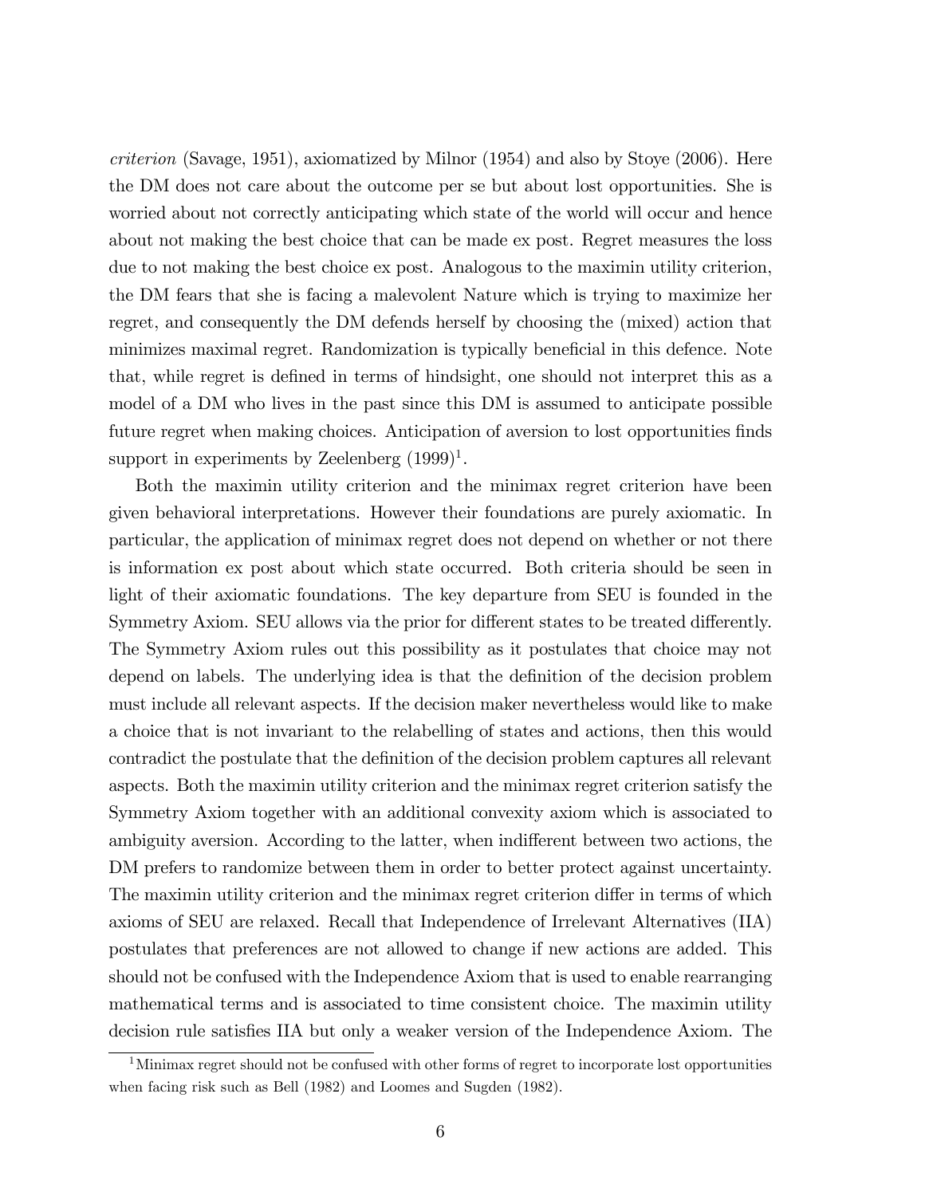*criterion* (Savage, 1951), axiomatized by Milnor (1954) and also by Stoye (2006). Here the DM does not care about the outcome per se but about lost opportunities. She is worried about not correctly anticipating which state of the world will occur and hence about not making the best choice that can be made ex post. Regret measures the loss due to not making the best choice ex post. Analogous to the maximin utility criterion, the DM fears that she is facing a malevolent Nature which is trying to maximize her regret, and consequently the DM defends herself by choosing the (mixed) action that minimizes maximal regret. Randomization is typically beneficial in this defence. Note that, while regret is defined in terms of hindsight, one should not interpret this as a model of a DM who lives in the past since this DM is assumed to anticipate possible future regret when making choices. Anticipation of aversion to lost opportunities finds support in experiments by Zeelenberg (1999)[1].

Both the maximin utility criterion and the minimax regret criterion have been given behavioral interpretations. However their foundations are purely axiomatic. In particular, the application of minimax regret does not depend on whether or not there is information ex post about which state occurred. Both criteria should be seen in light of their axiomatic foundations. The key departure from SEU is founded in the Symmetry Axiom. SEU allows via the prior for different states to be treated differently. The Symmetry Axiom rules out this possibility as it postulates that choice may not depend on labels. The underlying idea is that the definition of the decision problem must include all relevant aspects. If the decision maker nevertheless would like to make a choice that is not invariant to the relabelling of states and actions, then this would contradict the postulate that the definition of the decision problem captures all relevant aspects. Both the maximin utility criterion and the minimax regret criterion satisfy the Symmetry Axiom together with an additional convexity axiom which is associated to ambiguity aversion. According to the latter, when indifferent between two actions, the DM prefers to randomize between them in order to better protect against uncertainty. The maximin utility criterion and the minimax regret criterion differ in terms of which axioms of SEU are relaxed. Recall that Independence of Irrelevant Alternatives (IIA) postulates that preferences are not allowed to change if new actions are added. This should not be confused with the Independence Axiom that is used to enable rearranging mathematical terms and is associated to time consistent choice. The maximin utility decision rule satisfies IIA but only a weaker version of the Independence Axiom. The

[1] Minimax regret should not be confused with other forms of regret to incorporate lost opportunities when facing risk such as Bell (1982) and Loomes and Sugden (1982).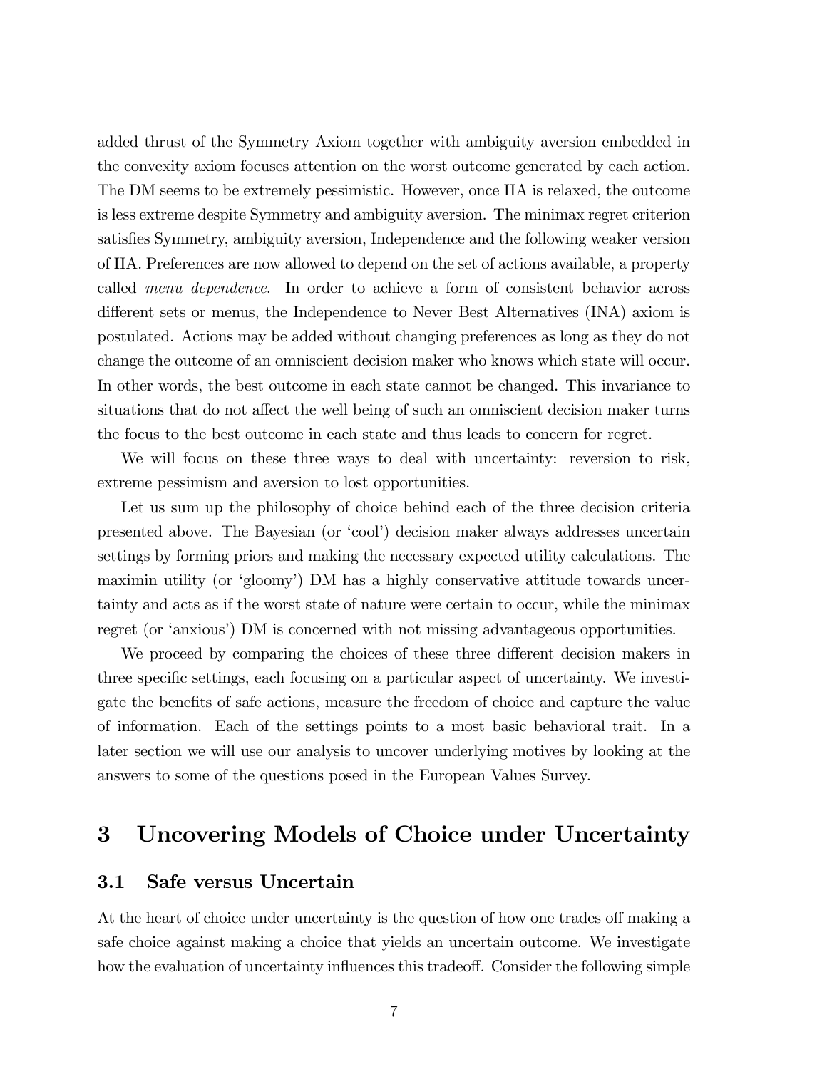added thrust of the Symmetry Axiom together with ambiguity aversion embedded in the convexity axiom focuses attention on the worst outcome generated by each action. The DM seems to be extremely pessimistic. However, once IIA is relaxed, the outcome is less extreme despite Symmetry and ambiguity aversion. The minimax regret criterion satisfies Symmetry, ambiguity aversion, Independence and the following weaker version of IIA. Preferences are now allowed to depend on the set of actions available, a property called *menu dependence*. In order to achieve a form of consistent behavior across different sets or menus, the Independence to Never Best Alternatives (INA) axiom is postulated. Actions may be added without changing preferences as long as they do not change the outcome of an omniscient decision maker who knows which state will occur. In other words, the best outcome in each state cannot be changed. This invariance to situations that do not affect the well being of such an omniscient decision maker turns the focus to the best outcome in each state and thus leads to concern for regret.

We will focus on these three ways to deal with uncertainty: reversion to risk, extreme pessimism and aversion to lost opportunities.

Let us sum up the philosophy of choice behind each of the three decision criteria presented above. The Bayesian (or 'cool') decision maker always addresses uncertain settings by forming priors and making the necessary expected utility calculations. The maximin utility (or 'gloomy') DM has a highly conservative attitude towards uncertainty and acts as if the worst state of nature were certain to occur, while the minimax regret (or 'anxious') DM is concerned with not missing advantageous opportunities.

We proceed by comparing the choices of these three different decision makers in three specific settings, each focusing on a particular aspect of uncertainty. We investigate the benefits of safe actions, measure the freedom of choice and capture the value of information. Each of the settings points to a most basic behavioral trait. In a later section we will use our analysis to uncover underlying motives by looking at the answers to some of the questions posed in the European Values Survey.

# 3 Uncovering Models of Choice under Uncertainty

## 3.1 Safe versus Uncertain

At the heart of choice under uncertainty is the question of how one trades off making a safe choice against making a choice that yields an uncertain outcome. We investigate how the evaluation of uncertainty influences this tradeoff. Consider the following simple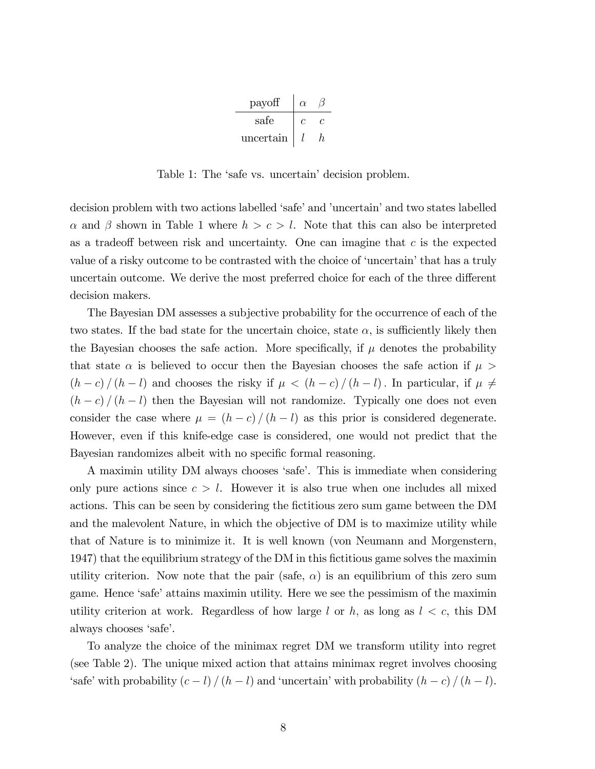| payoff | $\alpha$ | $\beta$ |
|---|---|---|
| safe | $c$ | $c$ |
| uncertain | $l$ | $h$ |

Table 1: The 'safe vs. uncertain' decision problem.

decision problem with two actions labelled 'safe' and 'uncertain' and two states labelled $\alpha$ and $\beta$ shown in Table 1 where $h > c > l$. Note that this can also be interpreted as a tradeoff between risk and uncertainty. One can imagine that $c$ is the expected value of a risky outcome to be contrasted with the choice of 'uncertain' that has a truly uncertain outcome. We derive the most preferred choice for each of the three different decision makers.

The Bayesian DM assesses a subjective probability for the occurrence of each of the two states. If the bad state for the uncertain choice, state $\alpha$, is sufficiently likely then the Bayesian chooses the safe action. More specifically, if $\mu$ denotes the probability that state $\alpha$ is believed to occur then the Bayesian chooses the safe action if $\mu > (h - c) / (h - l)$ and chooses the risky if $\mu < (h - c) / (h - l)$. In particular, if $\mu \neq (h - c) / (h - l)$ then the Bayesian will not randomize. Typically one does not even consider the case where $\mu = (h - c) / (h - l)$ as this prior is considered degenerate. However, even if this knife-edge case is considered, one would not predict that the Bayesian randomizes albeit with no specific formal reasoning.

A maximin utility DM always chooses 'safe'. This is immediate when considering only pure actions since $c > l$. However it is also true when one includes all mixed actions. This can be seen by considering the fictitious zero sum game between the DM and the malevolent Nature, in which the objective of DM is to maximize utility while that of Nature is to minimize it. It is well known (von Neumann and Morgenstern, 1947) that the equilibrium strategy of the DM in this fictitious game solves the maximin utility criterion. Now note that the pair (safe, $\alpha$) is an equilibrium of this zero sum game. Hence 'safe' attains maximin utility. Here we see the pessimism of the maximin utility criterion at work. Regardless of how large $l$ or $h$, as long as $l < c$, this DM always chooses 'safe'.

To analyze the choice of the minimax regret DM we transform utility into regret (see Table 2). The unique mixed action that attains minimax regret involves choosing 'safe' with probability $(c - l) / (h - l)$ and 'uncertain' with probability $(h - c) / (h - l)$.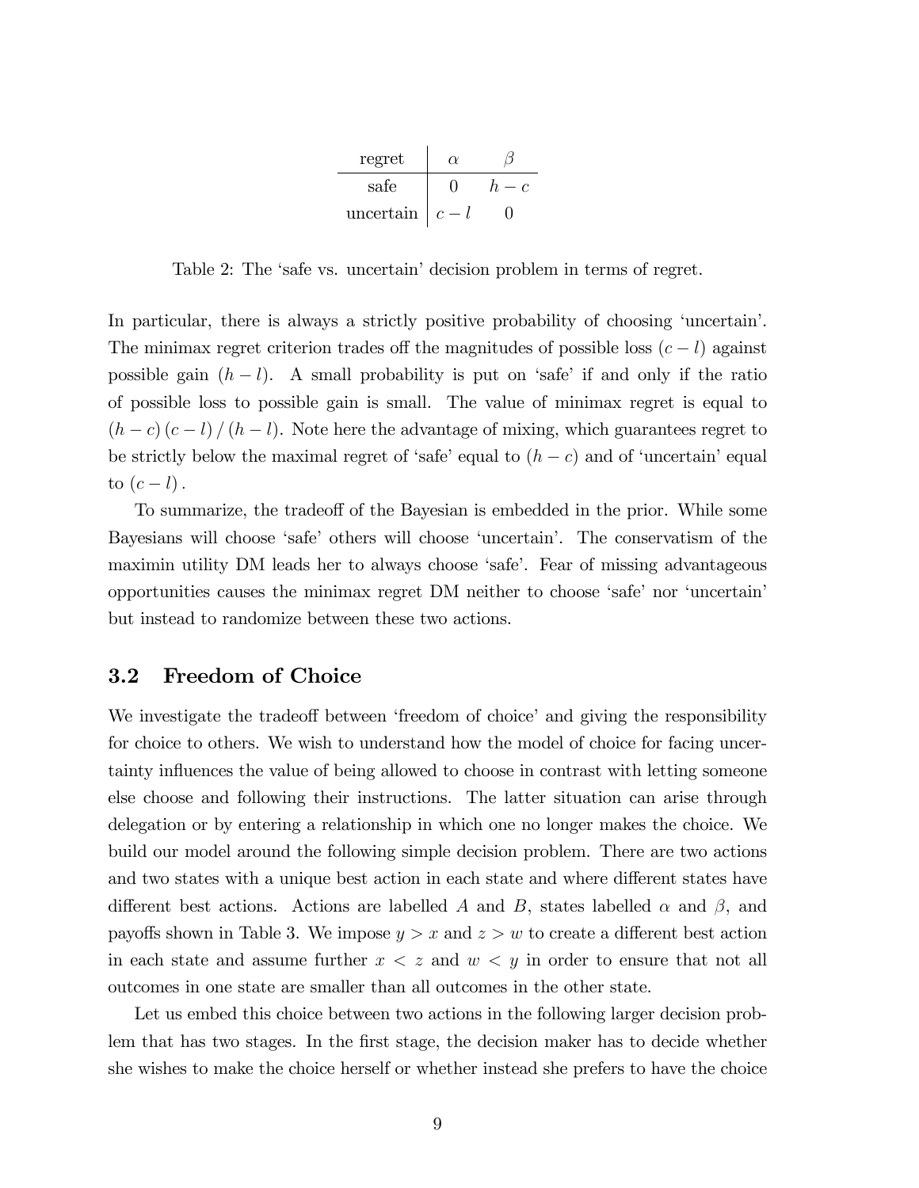| regret | $\alpha$ | $\beta$ |
| --- | --- | --- |
| safe | $0$ | $h-c$ |
| uncertain | $c-l$ | $0$ |

Table 2: The 'safe vs. uncertain' decision problem in terms of regret.

In particular, there is always a strictly positive probability of choosing 'uncertain'. The minimax regret criterion trades off the magnitudes of possible loss $(c-l)$ against possible gain $(h-l)$. A small probability is put on 'safe' if and only if the ratio of possible loss to possible gain is small. The value of minimax regret is equal to $(h-c)(c-l)/(h-l)$. Note here the advantage of mixing, which guarantees regret to be strictly below the maximal regret of 'safe' equal to $(h-c)$ and of 'uncertain' equal to $(c-l)$.

To summarize, the tradeoff of the Bayesian is embedded in the prior. While some Bayesians will choose 'safe' others will choose 'uncertain'. The conservatism of the maximin utility DM leads her to always choose 'safe'. Fear of missing advantageous opportunities causes the minimax regret DM neither to choose 'safe' nor 'uncertain' but instead to randomize between these two actions.

## 3.2 Freedom of Choice

We investigate the tradeoff between 'freedom of choice' and giving the responsibility for choice to others. We wish to understand how the model of choice for facing uncertainty influences the value of being allowed to choose in contrast with letting someone else choose and following their instructions. The latter situation can arise through delegation or by entering a relationship in which one no longer makes the choice. We build our model around the following simple decision problem. There are two actions and two states with a unique best action in each state and where different states have different best actions. Actions are labelled $A$ and $B$, states labelled $\alpha$ and $\beta$, and payoffs shown in Table 3. We impose $y>x$ and $z>w$ to create a different best action in each state and assume further $x<z$ and $w<y$ in order to ensure that not all outcomes in one state are smaller than all outcomes in the other state.

Let us embed this choice between two actions in the following larger decision problem that has two stages. In the first stage, the decision maker has to decide whether she wishes to make the choice herself or whether instead she prefers to have the choice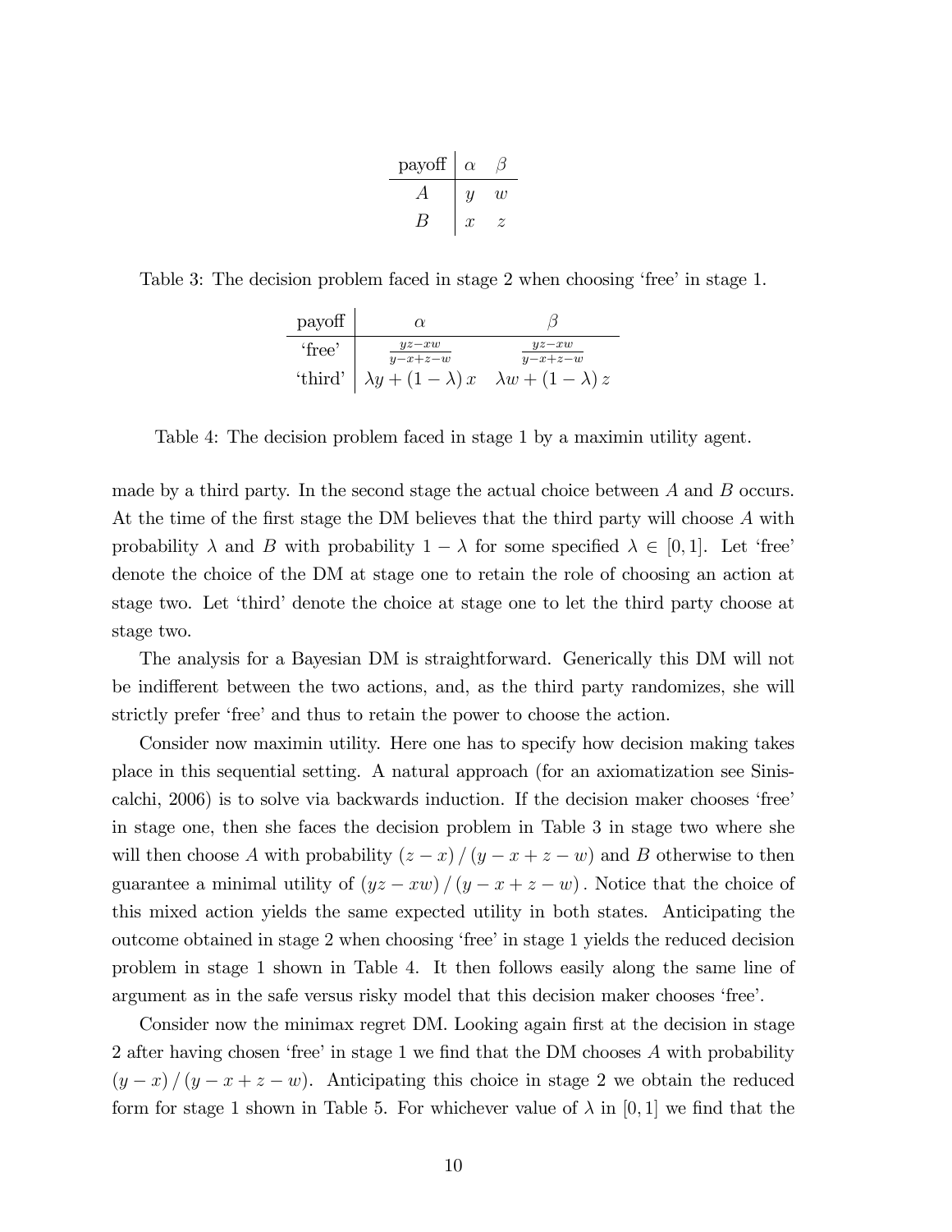| payoff | $\alpha$ | $\beta$ |
|---|---|---|
| $A$ | $y$ | $w$ |
| $B$ | $x$ | $z$ |

Table 3: The decision problem faced in stage 2 when choosing 'free' in stage 1.

| payoff | $\alpha$ | $\beta$ |
|---|---|---|
| 'free' | $\frac{yz-xw}{y-x+z-w}$ | $\frac{yz-xw}{y-x+z-w}$ |
| 'third' | $\lambda y + (1-\lambda)x$ | $\lambda w + (1-\lambda)z$ |

Table 4: The decision problem faced in stage 1 by a maximin utility agent.

made by a third party. In the second stage the actual choice between $A$ and $B$ occurs. At the time of the first stage the DM believes that the third party will choose $A$ with probability $\lambda$ and $B$ with probability $1-\lambda$ for some specified $\lambda \in [0,1]$. Let 'free' denote the choice of the DM at stage one to retain the role of choosing an action at stage two. Let 'third' denote the choice at stage one to let the third party choose at stage two.

The analysis for a Bayesian DM is straightforward. Generically this DM will not be indifferent between the two actions, and, as the third party randomizes, she will strictly prefer 'free' and thus to retain the power to choose the action.

Consider now maximin utility. Here one has to specify how decision making takes place in this sequential setting. A natural approach (for an axiomatization see Siniscalchi, 2006) is to solve via backwards induction. If the decision maker chooses 'free' in stage one, then she faces the decision problem in Table 3 in stage two where she will then choose $A$ with probability $(z-x)/(y-x+z-w)$ and $B$ otherwise to then guarantee a minimal utility of $(yz-xw)/(y-x+z-w)$. Notice that the choice of this mixed action yields the same expected utility in both states. Anticipating the outcome obtained in stage 2 when choosing 'free' in stage 1 yields the reduced decision problem in stage 1 shown in Table 4. It then follows easily along the same line of argument as in the safe versus risky model that this decision maker chooses 'free'.

Consider now the minimax regret DM. Looking again first at the decision in stage 2 after having chosen 'free' in stage 1 we find that the DM chooses $A$ with probability $(y-x)/(y-x+z-w)$. Anticipating this choice in stage 2 we obtain the reduced form for stage 1 shown in Table 5. For whichever value of $\lambda$ in $[0,1]$ we find that the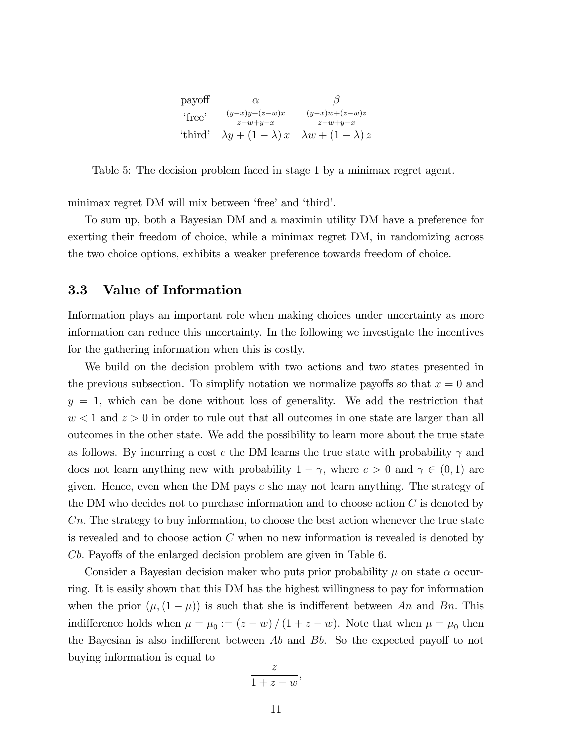| payoff | $\alpha$ | $\beta$ |
|---|---|---|
| 'free' | $\frac{(y-x)y+(z-w)x}{z-w+y-x}$ | $\frac{(y-x)w+(z-w)z}{z-w+y-x}$ |
| 'third' | $\lambda y+(1-\lambda)x$ | $\lambda w+(1-\lambda)z$ |

Table 5: The decision problem faced in stage 1 by a minimax regret agent.

minimax regret DM will mix between 'free' and 'third'.

To sum up, both a Bayesian DM and a maximin utility DM have a preference for exerting their freedom of choice, while a minimax regret DM, in randomizing across the two choice options, exhibits a weaker preference towards freedom of choice.

### 3.3 Value of Information

Information plays an important role when making choices under uncertainty as more information can reduce this uncertainty. In the following we investigate the incentives for the gathering information when this is costly.

We build on the decision problem with two actions and two states presented in the previous subsection. To simplify notation we normalize payoffs so that $x = 0$ and $y = 1$, which can be done without loss of generality. We add the restriction that $w < 1$ and $z > 0$ in order to rule out that all outcomes in one state are larger than all outcomes in the other state. We add the possibility to learn more about the true state as follows. By incurring a cost $c$ the DM learns the true state with probability $\gamma$ and does not learn anything new with probability $1 - \gamma$, where $c > 0$ and $\gamma \in (0, 1)$ are given. Hence, even when the DM pays $c$ she may not learn anything. The strategy of the DM who decides not to purchase information and to choose action $C$ is denoted by $Cn$. The strategy to buy information, to choose the best action whenever the true state is revealed and to choose action $C$ when no new information is revealed is denoted by $Cb$. Payoffs of the enlarged decision problem are given in Table 6.

Consider a Bayesian decision maker who puts prior probability $\mu$ on state $\alpha$ occurring. It is easily shown that this DM has the highest willingness to pay for information when the prior $(\mu, (1 - \mu))$ is such that she is indifferent between $An$ and $Bn$. This indifference holds when $\mu = \mu_0 := (z - w) / (1 + z - w)$. Note that when $\mu = \mu_0$ then the Bayesian is also indifferent between $Ab$ and $Bb$. So the expected payoff to not buying information is equal to

$$\frac{z}{1 + z - w},$$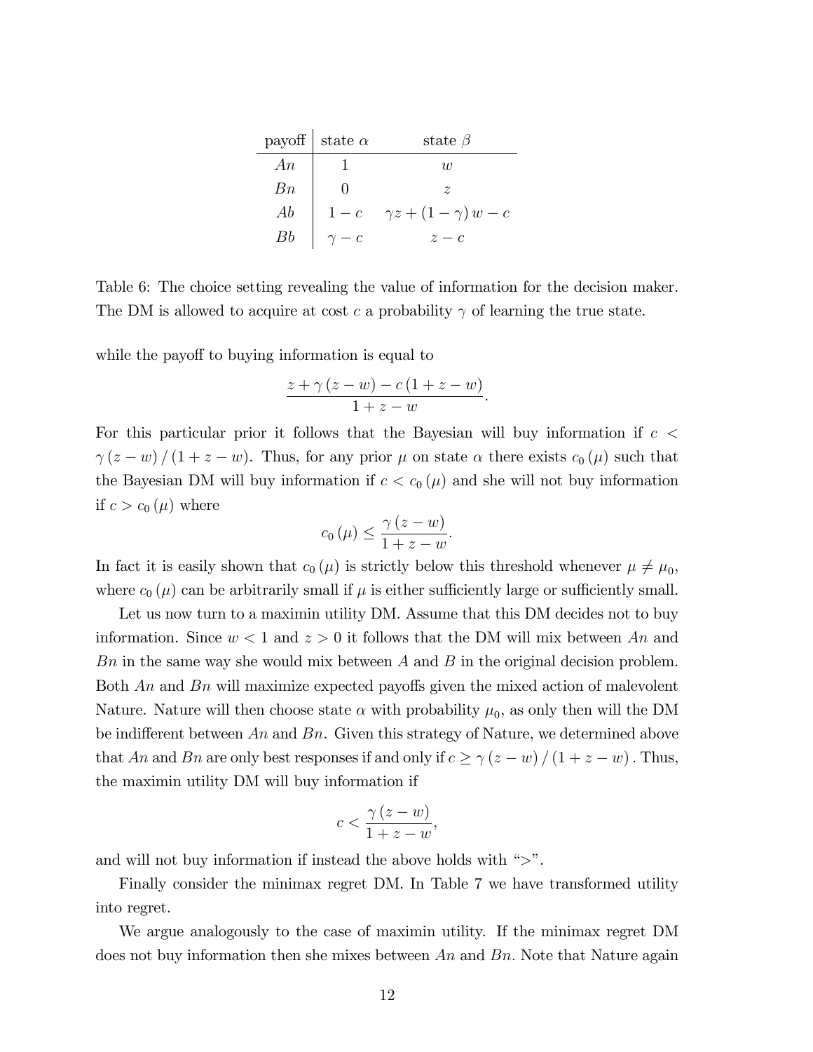| payoff | state $\alpha$ | state $\beta$ |
|---|---|---|
| $An$ | $1$ | $w$ |
| $Bn$ | $0$ | $z$ |
| $Ab$ | $1-c$ | $\gamma z+(1-\gamma)w-c$ |
| $Bb$ | $\gamma-c$ | $z-c$ |

Table 6: The choice setting revealing the value of information for the decision maker. The DM is allowed to acquire at cost $c$ a probability $\gamma$ of learning the true state.

while the payoff to buying information is equal to

$$\frac{z+\gamma(z-w)-c(1+z-w)}{1+z-w}.$$

For this particular prior it follows that the Bayesian will buy information if $c<\gamma(z-w)/(1+z-w)$. Thus, for any prior $\mu$ on state $\alpha$ there exists $c_0(\mu)$ such that the Bayesian DM will buy information if $c<c_0(\mu)$ and she will not buy information if $c>c_0(\mu)$ where

$$c_0(\mu)\leq\frac{\gamma(z-w)}{1+z-w}.$$

In fact it is easily shown that $c_0(\mu)$ is strictly below this threshold whenever $\mu\neq\mu_0$, where $c_0(\mu)$ can be arbitrarily small if $\mu$ is either sufficiently large or sufficiently small.

Let us now turn to a maximin utility DM. Assume that this DM decides not to buy information. Since $w<1$ and $z>0$ it follows that the DM will mix between $An$ and $Bn$ in the same way she would mix between $A$ and $B$ in the original decision problem. Both $An$ and $Bn$ will maximize expected payoffs given the mixed action of malevolent Nature. Nature will then choose state $\alpha$ with probability $\mu_0$, as only then will the DM be indifferent between $An$ and $Bn$. Given this strategy of Nature, we determined above that $An$ and $Bn$ are only best responses if and only if $c\geq\gamma(z-w)/(1+z-w)$. Thus, the maximin utility DM will buy information if

$$c<\frac{\gamma(z-w)}{1+z-w},$$

and will not buy information if instead the above holds with ">".

Finally consider the minimax regret DM. In Table 7 we have transformed utility into regret.

We argue analogously to the case of maximin utility. If the minimax regret DM does not buy information then she mixes between $An$ and $Bn$. Note that Nature again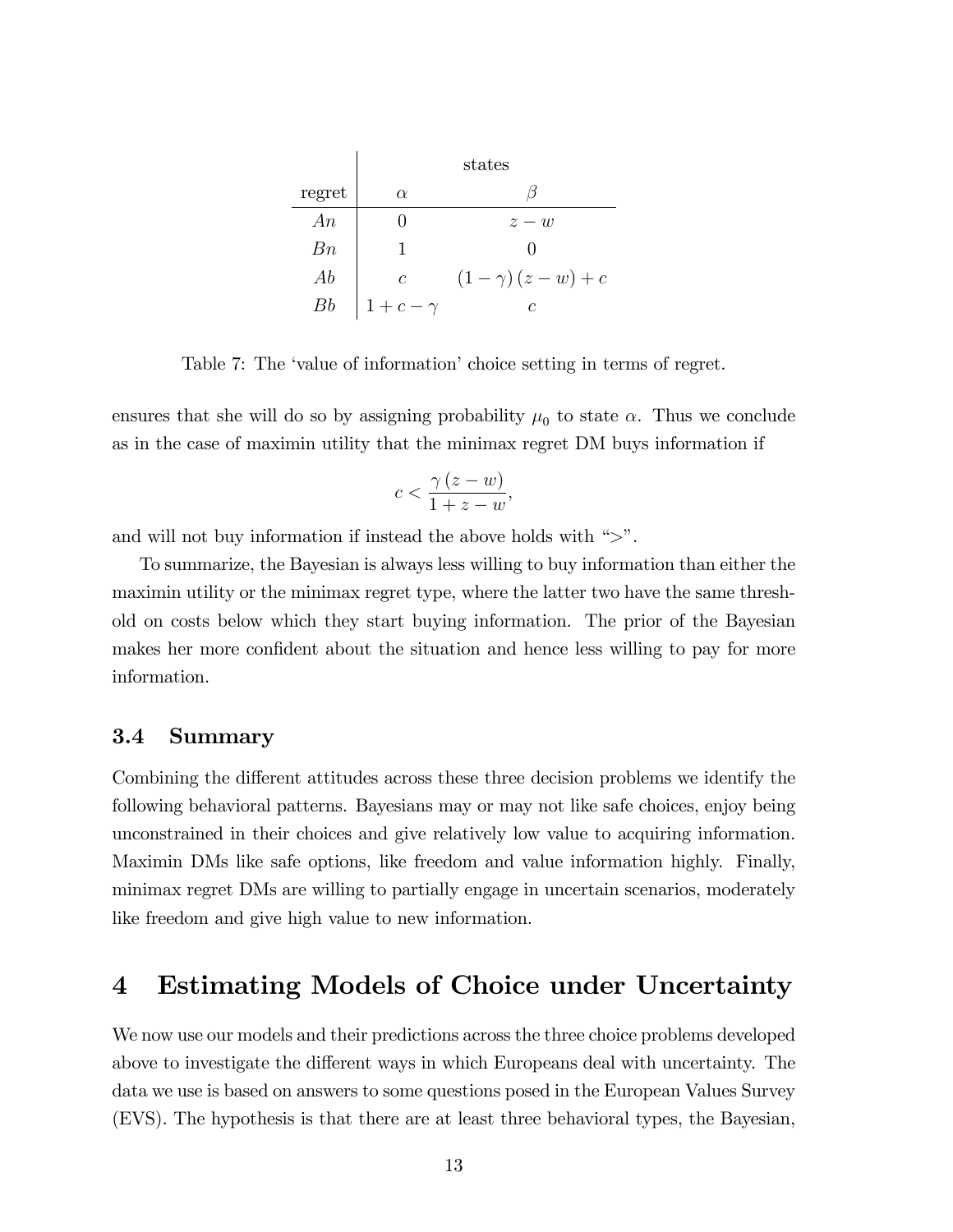| regret | states $\alpha$ | $\beta$ |
|---|---|---|
| $An$ | $0$ | $z-w$ |
| $Bn$ | $1$ | $0$ |
| $Ab$ | $c$ | $(1-\gamma)(z-w)+c$ |
| $Bb$ | $1+c-\gamma$ | $c$ |

Table 7: The 'value of information' choice setting in terms of regret.

ensures that she will do so by assigning probability $\mu_0$ to state $\alpha$. Thus we conclude as in the case of maximin utility that the minimax regret DM buys information if

$$c < \frac{\gamma(z-w)}{1+z-w},$$

and will not buy information if instead the above holds with ">".

To summarize, the Bayesian is always less willing to buy information than either the maximin utility or the minimax regret type, where the latter two have the same threshold on costs below which they start buying information. The prior of the Bayesian makes her more confident about the situation and hence less willing to pay for more information.

### 3.4 Summary

Combining the different attitudes across these three decision problems we identify the following behavioral patterns. Bayesians may or may not like safe choices, enjoy being unconstrained in their choices and give relatively low value to acquiring information. Maximin DMs like safe options, like freedom and value information highly. Finally, minimax regret DMs are willing to partially engage in uncertain scenarios, moderately like freedom and give high value to new information.

## 4 Estimating Models of Choice under Uncertainty

We now use our models and their predictions across the three choice problems developed above to investigate the different ways in which Europeans deal with uncertainty. The data we use is based on answers to some questions posed in the European Values Survey (EVS). The hypothesis is that there are at least three behavioral types, the Bayesian,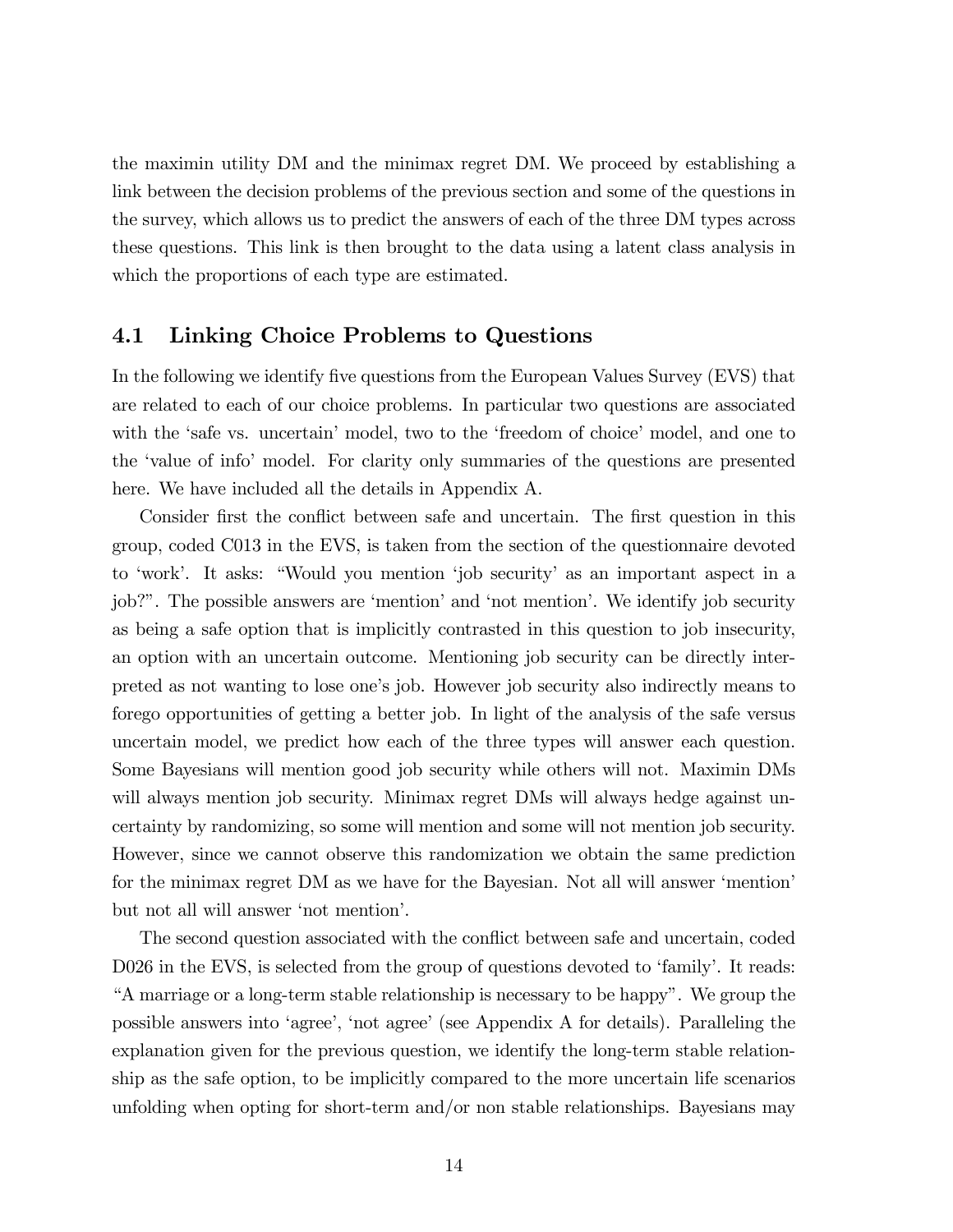the maximin utility DM and the minimax regret DM. We proceed by establishing a link between the decision problems of the previous section and some of the questions in the survey, which allows us to predict the answers of each of the three DM types across these questions. This link is then brought to the data using a latent class analysis in which the proportions of each type are estimated.

## 4.1 Linking Choice Problems to Questions

In the following we identify five questions from the European Values Survey (EVS) that are related to each of our choice problems. In particular two questions are associated with the 'safe vs. uncertain' model, two to the 'freedom of choice' model, and one to the 'value of info' model. For clarity only summaries of the questions are presented here. We have included all the details in Appendix A.

Consider first the conflict between safe and uncertain. The first question in this group, coded C013 in the EVS, is taken from the section of the questionnaire devoted to 'work'. It asks: "Would you mention 'job security' as an important aspect in a job?". The possible answers are 'mention' and 'not mention'. We identify job security as being a safe option that is implicitly contrasted in this question to job insecurity, an option with an uncertain outcome. Mentioning job security can be directly interpreted as not wanting to lose one's job. However job security also indirectly means to forego opportunities of getting a better job. In light of the analysis of the safe versus uncertain model, we predict how each of the three types will answer each question. Some Bayesians will mention good job security while others will not. Maximin DMs will always mention job security. Minimax regret DMs will always hedge against uncertainty by randomizing, so some will mention and some will not mention job security. However, since we cannot observe this randomization we obtain the same prediction for the minimax regret DM as we have for the Bayesian. Not all will answer 'mention' but not all will answer 'not mention'.

The second question associated with the conflict between safe and uncertain, coded D026 in the EVS, is selected from the group of questions devoted to 'family'. It reads: "A marriage or a long-term stable relationship is necessary to be happy". We group the possible answers into 'agree', 'not agree' (see Appendix A for details). Paralleling the explanation given for the previous question, we identify the long-term stable relationship as the safe option, to be implicitly compared to the more uncertain life scenarios unfolding when opting for short-term and/or non stable relationships. Bayesians may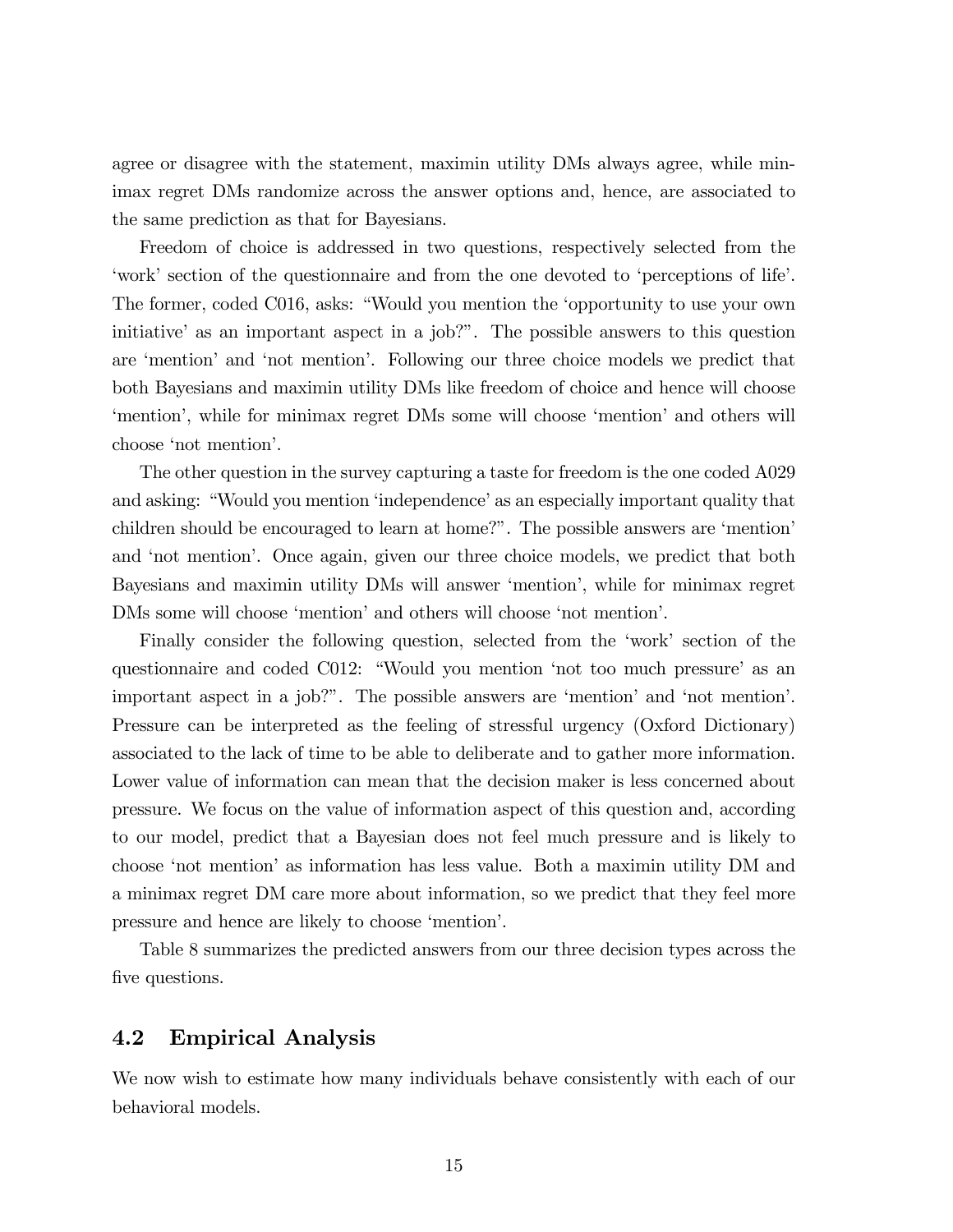agree or disagree with the statement, maximin utility DMs always agree, while minimax regret DMs randomize across the answer options and, hence, are associated to the same prediction as that for Bayesians.

Freedom of choice is addressed in two questions, respectively selected from the 'work' section of the questionnaire and from the one devoted to 'perceptions of life'. The former, coded C016, asks: "Would you mention the 'opportunity to use your own initiative' as an important aspect in a job?". The possible answers to this question are 'mention' and 'not mention'. Following our three choice models we predict that both Bayesians and maximin utility DMs like freedom of choice and hence will choose 'mention', while for minimax regret DMs some will choose 'mention' and others will choose 'not mention'.

The other question in the survey capturing a taste for freedom is the one coded A029 and asking: "Would you mention 'independence' as an especially important quality that children should be encouraged to learn at home?". The possible answers are 'mention' and 'not mention'. Once again, given our three choice models, we predict that both Bayesians and maximin utility DMs will answer 'mention', while for minimax regret DMs some will choose 'mention' and others will choose 'not mention'.

Finally consider the following question, selected from the 'work' section of the questionnaire and coded C012: "Would you mention 'not too much pressure' as an important aspect in a job?". The possible answers are 'mention' and 'not mention'. Pressure can be interpreted as the feeling of stressful urgency (Oxford Dictionary) associated to the lack of time to be able to deliberate and to gather more information. Lower value of information can mean that the decision maker is less concerned about pressure. We focus on the value of information aspect of this question and, according to our model, predict that a Bayesian does not feel much pressure and is likely to choose 'not mention' as information has less value. Both a maximin utility DM and a minimax regret DM care more about information, so we predict that they feel more pressure and hence are likely to choose 'mention'.

Table 8 summarizes the predicted answers from our three decision types across the five questions.

### 4.2 Empirical Analysis

We now wish to estimate how many individuals behave consistently with each of our behavioral models.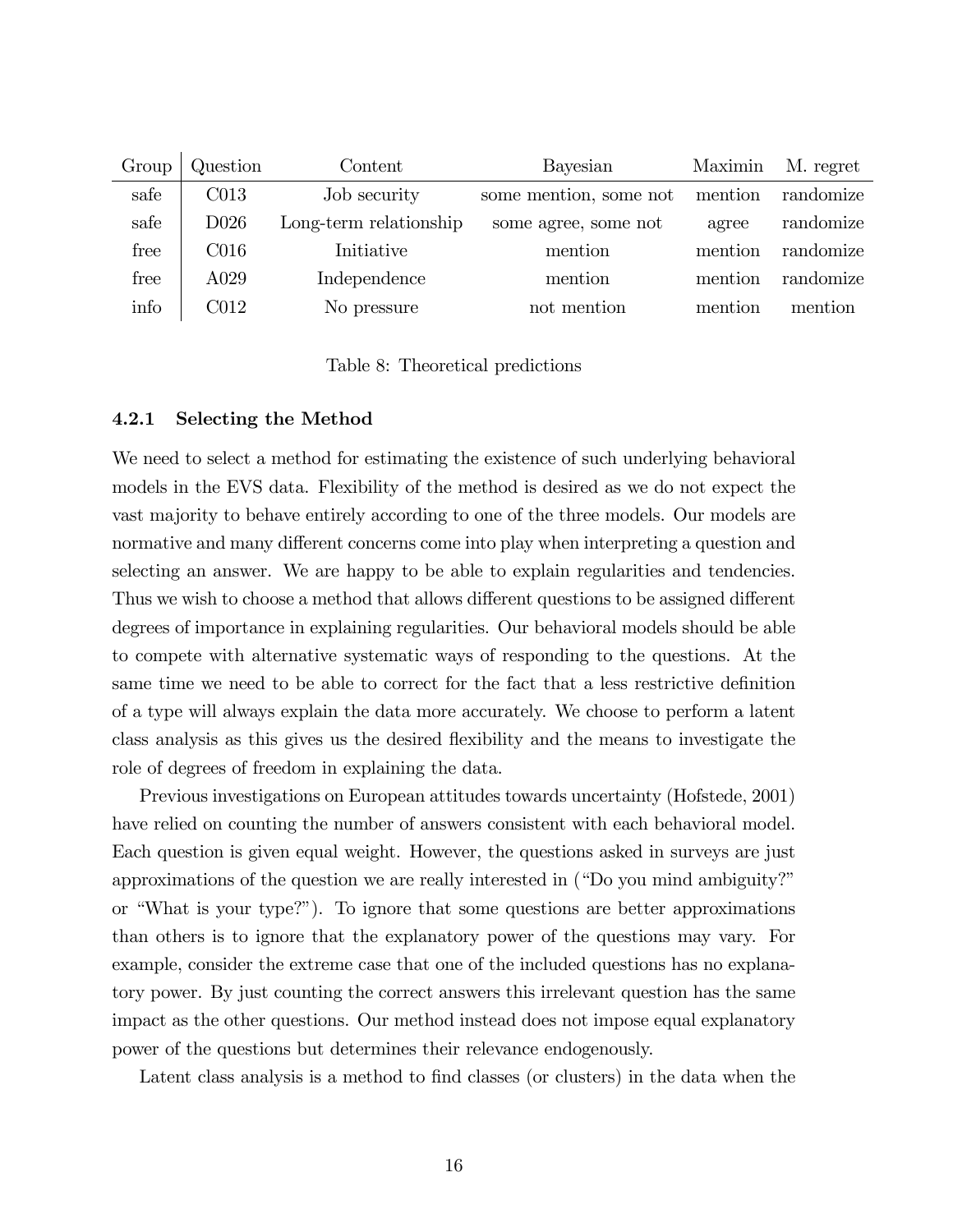| Group | Question | Content | Bayesian | Maximin | M. regret |
|---|---|---|---|---|---|
| safe | C013 | Job security | some mention, some not | mention | randomize |
| safe | D026 | Long-term relationship | some agree, some not | agree | randomize |
| free | C016 | Initiative | mention | mention | randomize |
| free | A029 | Independence | mention | mention | randomize |
| info | C012 | No pressure | not mention | mention | mention |

Table 8: Theoretical predictions

#### 4.2.1 Selecting the Method

We need to select a method for estimating the existence of such underlying behavioral models in the EVS data. Flexibility of the method is desired as we do not expect the vast majority to behave entirely according to one of the three models. Our models are normative and many different concerns come into play when interpreting a question and selecting an answer. We are happy to be able to explain regularities and tendencies. Thus we wish to choose a method that allows different questions to be assigned different degrees of importance in explaining regularities. Our behavioral models should be able to compete with alternative systematic ways of responding to the questions. At the same time we need to be able to correct for the fact that a less restrictive definition of a type will always explain the data more accurately. We choose to perform a latent class analysis as this gives us the desired flexibility and the means to investigate the role of degrees of freedom in explaining the data.

Previous investigations on European attitudes towards uncertainty (Hofstede, 2001) have relied on counting the number of answers consistent with each behavioral model. Each question is given equal weight. However, the questions asked in surveys are just approximations of the question we are really interested in ("Do you mind ambiguity?" or "What is your type?"). To ignore that some questions are better approximations than others is to ignore that the explanatory power of the questions may vary. For example, consider the extreme case that one of the included questions has no explanatory power. By just counting the correct answers this irrelevant question has the same impact as the other questions. Our method instead does not impose equal explanatory power of the questions but determines their relevance endogenously.

Latent class analysis is a method to find classes (or clusters) in the data when the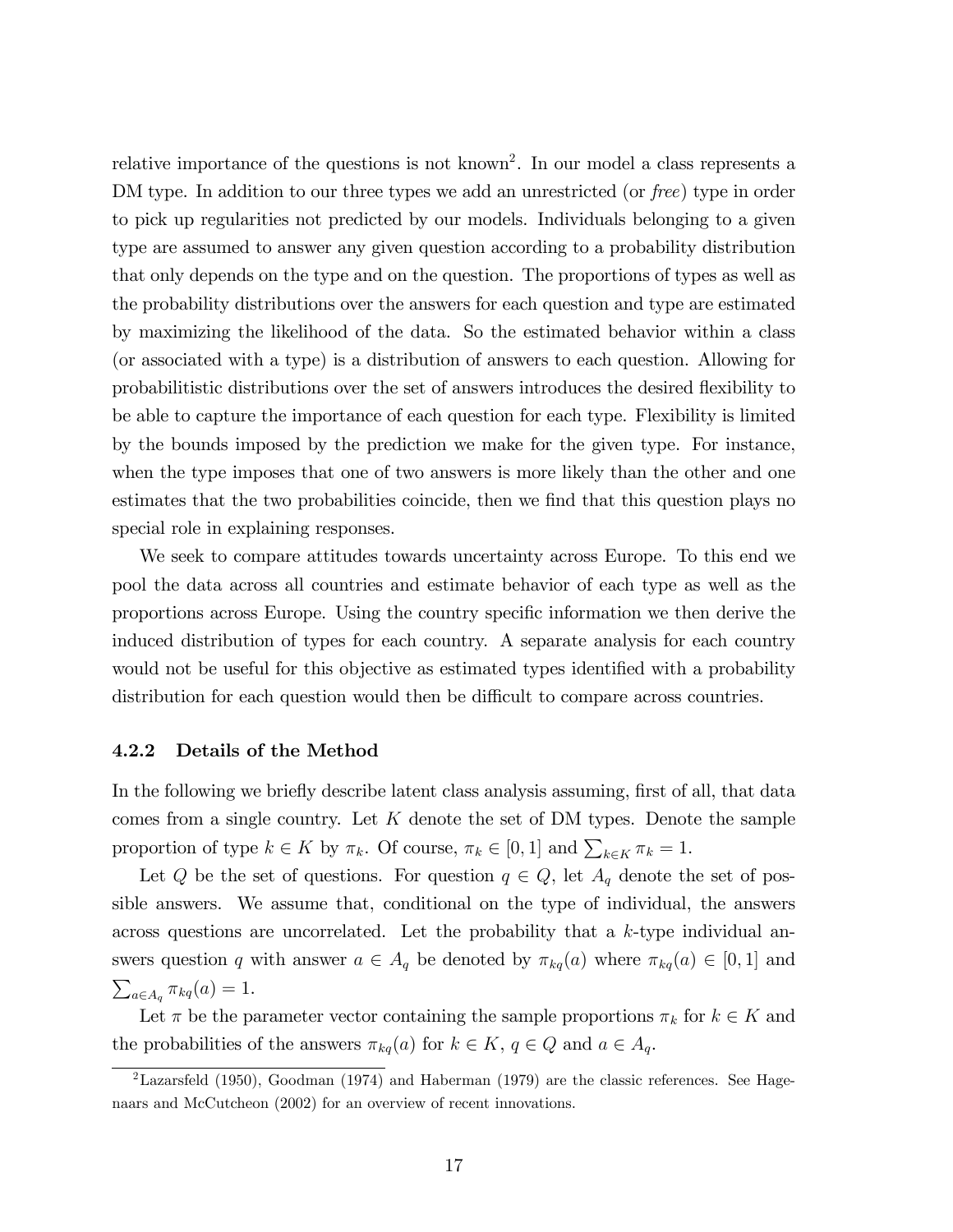relative importance of the questions is not known[2]. In our model a class represents a DM type. In addition to our three types we add an unrestricted (or *free*) type in order to pick up regularities not predicted by our models. Individuals belonging to a given type are assumed to answer any given question according to a probability distribution that only depends on the type and on the question. The proportions of types as well as the probability distributions over the answers for each question and type are estimated by maximizing the likelihood of the data. So the estimated behavior within a class (or associated with a type) is a distribution of answers to each question. Allowing for probabilitistic distributions over the set of answers introduces the desired flexibility to be able to capture the importance of each question for each type. Flexibility is limited by the bounds imposed by the prediction we make for the given type. For instance, when the type imposes that one of two answers is more likely than the other and one estimates that the two probabilities coincide, then we find that this question plays no special role in explaining responses.

We seek to compare attitudes towards uncertainty across Europe. To this end we pool the data across all countries and estimate behavior of each type as well as the proportions across Europe. Using the country specific information we then derive the induced distribution of types for each country. A separate analysis for each country would not be useful for this objective as estimated types identified with a probability distribution for each question would then be difficult to compare across countries.

### 4.2.2 Details of the Method

In the following we briefly describe latent class analysis assuming, first of all, that data comes from a single country. Let $K$ denote the set of DM types. Denote the sample proportion of type $k \in K$ by $\pi_k$. Of course, $\pi_k \in [0,1]$ and $\sum_{k \in K} \pi_k = 1$.

Let $Q$ be the set of questions. For question $q \in Q$, let $A_q$ denote the set of possible answers. We assume that, conditional on the type of individual, the answers across questions are uncorrelated. Let the probability that a $k$-type individual answers question $q$ with answer $a \in A_q$ be denoted by $\pi_{kq}(a)$ where $\pi_{kq}(a) \in [0,1]$ and $\sum_{a \in A_q} \pi_{kq}(a) = 1$.

Let $\pi$ be the parameter vector containing the sample proportions $\pi_k$ for $k \in K$ and the probabilities of the answers $\pi_{kq}(a)$ for $k \in K$, $q \in Q$ and $a \in A_q$.

[2] Lazarsfeld (1950), Goodman (1974) and Haberman (1979) are the classic references. See Hagenaars and McCutcheon (2002) for an overview of recent innovations.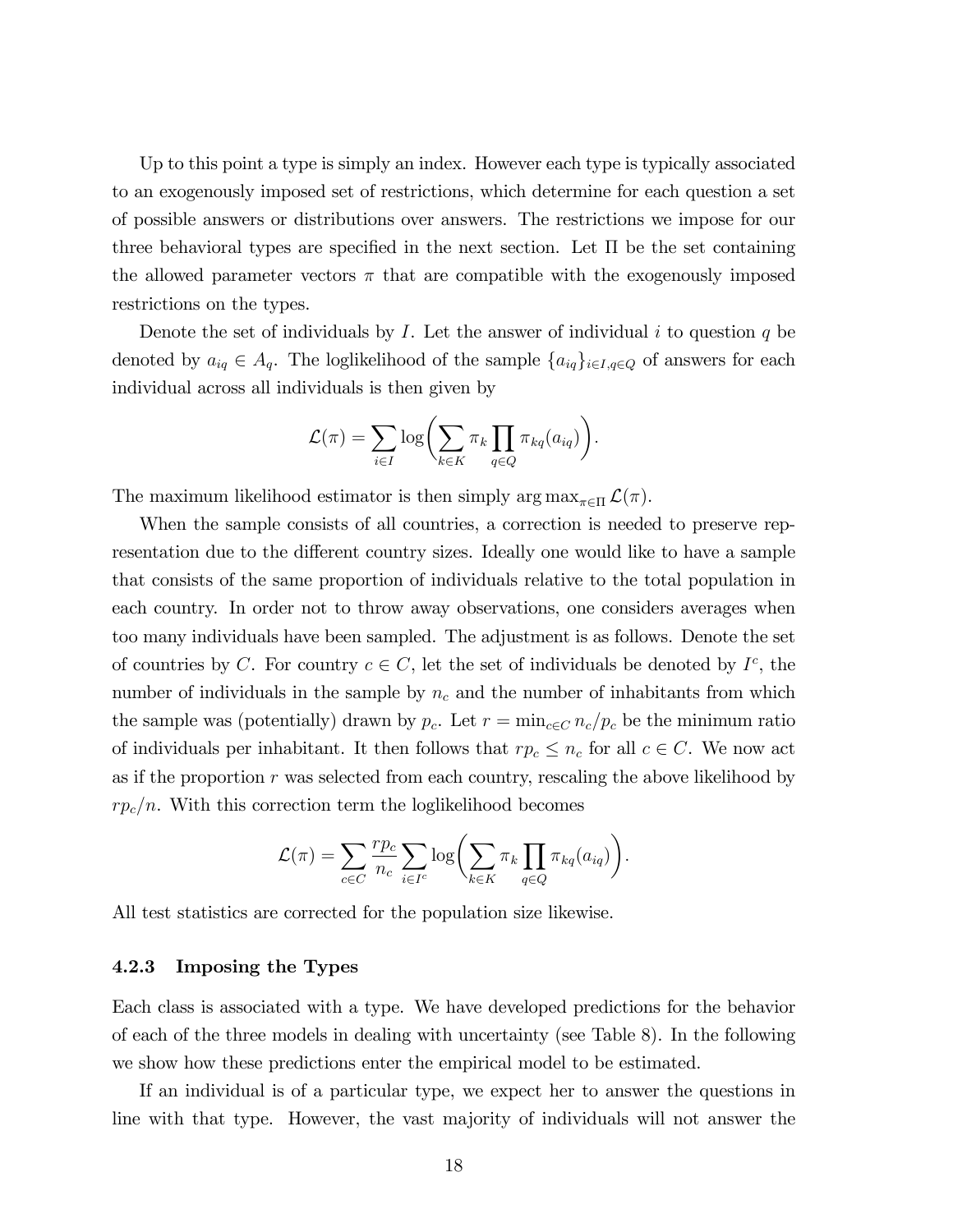Up to this point a type is simply an index. However each type is typically associated to an exogenously imposed set of restrictions, which determine for each question a set of possible answers or distributions over answers. The restrictions we impose for our three behavioral types are specified in the next section. Let $\Pi$ be the set containing the allowed parameter vectors $\pi$ that are compatible with the exogenously imposed restrictions on the types.

Denote the set of individuals by $I$. Let the answer of individual $i$ to question $q$ be denoted by $a_{iq} \in A_q$. The loglikelihood of the sample $\{a_{iq}\}_{i \in I, q \in Q}$ of answers for each individual across all individuals is then given by

$$\mathcal{L}(\pi) = \sum_{i \in I} \log\bigg( \sum_{k \in K} \pi_k \prod_{q \in Q} \pi_{kq}(a_{iq}) \bigg).$$

The maximum likelihood estimator is then simply $\arg\max_{\pi \in \Pi} \mathcal{L}(\pi)$.

When the sample consists of all countries, a correction is needed to preserve representation due to the different country sizes. Ideally one would like to have a sample that consists of the same proportion of individuals relative to the total population in each country. In order not to throw away observations, one considers averages when too many individuals have been sampled. The adjustment is as follows. Denote the set of countries by $C$. For country $c \in C$, let the set of individuals be denoted by $I^c$, the number of individuals in the sample by $n_c$ and the number of inhabitants from which the sample was (potentially) drawn by $p_c$. Let $r = \min_{c \in C} n_c / p_c$ be the minimum ratio of individuals per inhabitant. It then follows that $r p_c \leq n_c$ for all $c \in C$. We now act as if the proportion $r$ was selected from each country, rescaling the above likelihood by $r p_c / n$. With this correction term the loglikelihood becomes

$$\mathcal{L}(\pi) = \sum_{c \in C} \frac{r p_c}{n_c} \sum_{i \in I^c} \log\bigg( \sum_{k \in K} \pi_k \prod_{q \in Q} \pi_{kq}(a_{iq}) \bigg).$$

All test statistics are corrected for the population size likewise.

### 4.2.3 Imposing the Types

Each class is associated with a type. We have developed predictions for the behavior of each of the three models in dealing with uncertainty (see Table 8). In the following we show how these predictions enter the empirical model to be estimated.

If an individual is of a particular type, we expect her to answer the questions in line with that type. However, the vast majority of individuals will not answer the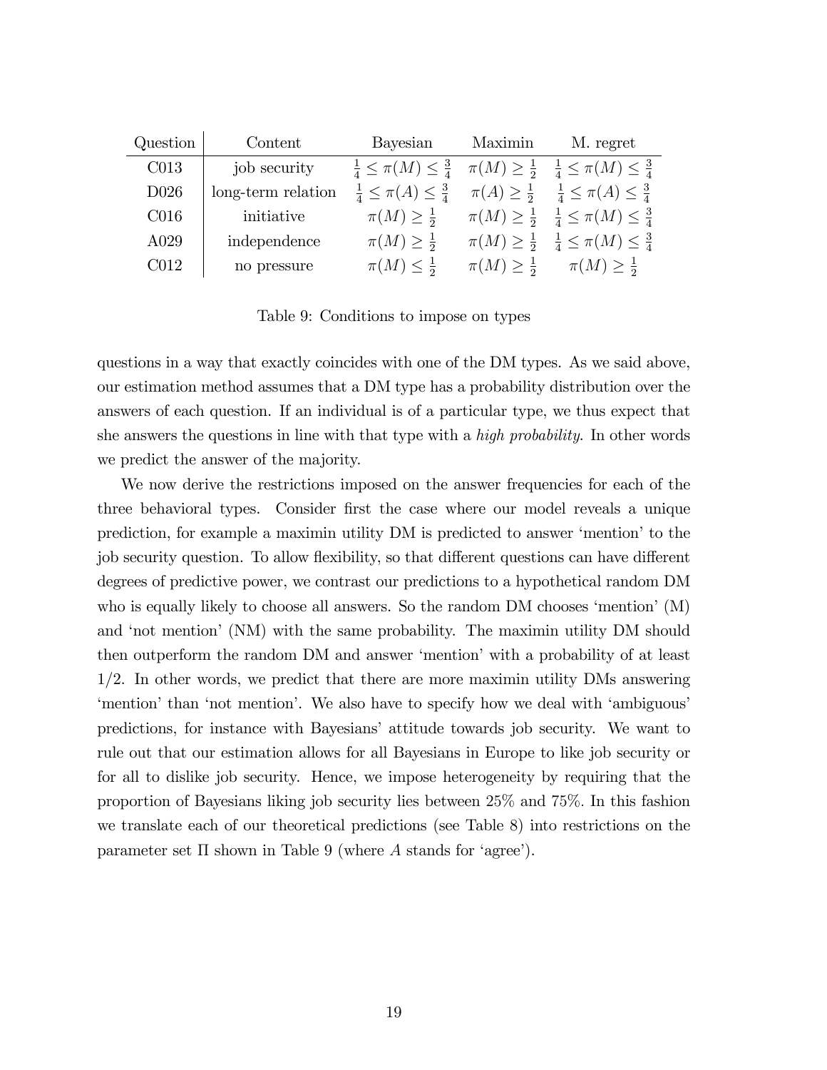| Question | Content | Bayesian | Maximin | M. regret |
|---|---|---|---|---|
| C013 | job security | $\frac{1}{4} \leq \pi(M) \leq \frac{3}{4}$ | $\pi(M) \geq \frac{1}{2}$ | $\frac{1}{4} \leq \pi(M) \leq \frac{3}{4}$ |
| D026 | long-term relation | $\frac{1}{4} \leq \pi(A) \leq \frac{3}{4}$ | $\pi(A) \geq \frac{1}{2}$ | $\frac{1}{4} \leq \pi(A) \leq \frac{3}{4}$ |
| C016 | initiative | $\pi(M) \geq \frac{1}{2}$ | $\pi(M) \geq \frac{1}{2}$ | $\frac{1}{4} \leq \pi(M) \leq \frac{3}{4}$ |
| A029 | independence | $\pi(M) \geq \frac{1}{2}$ | $\pi(M) \geq \frac{1}{2}$ | $\frac{1}{4} \leq \pi(M) \leq \frac{3}{4}$ |
| C012 | no pressure | $\pi(M) \leq \frac{1}{2}$ | $\pi(M) \geq \frac{1}{2}$ | $\pi(M) \geq \frac{1}{2}$ |

Table 9: Conditions to impose on types

questions in a way that exactly coincides with one of the DM types. As we said above, our estimation method assumes that a DM type has a probability distribution over the answers of each question. If an individual is of a particular type, we thus expect that she answers the questions in line with that type with a *high probability*. In other words we predict the answer of the majority.

We now derive the restrictions imposed on the answer frequencies for each of the three behavioral types. Consider first the case where our model reveals a unique prediction, for example a maximin utility DM is predicted to answer 'mention' to the job security question. To allow flexibility, so that different questions can have different degrees of predictive power, we contrast our predictions to a hypothetical random DM who is equally likely to choose all answers. So the random DM chooses 'mention' (M) and 'not mention' (NM) with the same probability. The maximin utility DM should then outperform the random DM and answer 'mention' with a probability of at least 1/2. In other words, we predict that there are more maximin utility DMs answering 'mention' than 'not mention'. We also have to specify how we deal with 'ambiguous' predictions, for instance with Bayesians' attitude towards job security. We want to rule out that our estimation allows for all Bayesians in Europe to like job security or for all to dislike job security. Hence, we impose heterogeneity by requiring that the proportion of Bayesians liking job security lies between 25% and 75%. In this fashion we translate each of our theoretical predictions (see Table 8) into restrictions on the parameter set $\Pi$ shown in Table 9 (where $A$ stands for 'agree').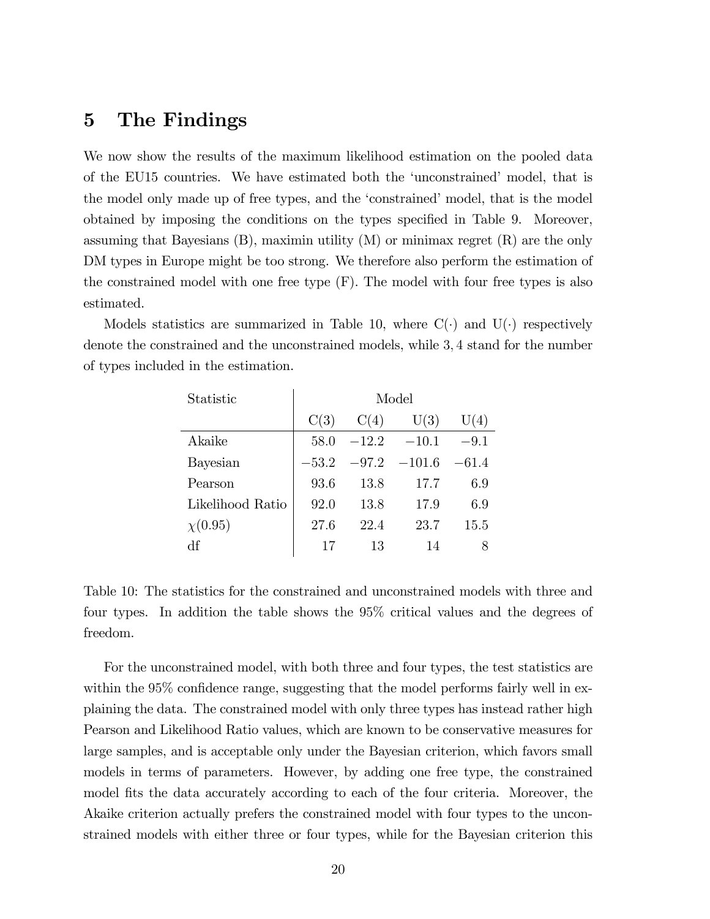# 5 The Findings

We now show the results of the maximum likelihood estimation on the pooled data of the EU15 countries. We have estimated both the 'unconstrained' model, that is the model only made up of free types, and the 'constrained' model, that is the model obtained by imposing the conditions on the types specified in Table 9. Moreover, assuming that Bayesians (B), maximin utility (M) or minimax regret (R) are the only DM types in Europe might be too strong. We therefore also perform the estimation of the constrained model with one free type (F). The model with four free types is also estimated.

Models statistics are summarized in Table 10, where C(·) and U(·) respectively denote the constrained and the unconstrained models, while 3, 4 stand for the number of types included in the estimation.

| Statistic | Model | | | |
|---|---|---|---|---|
| | C(3) | C(4) | U(3) | U(4) |
| Akaike | 58.0 | −12.2 | −10.1 | −9.1 |
| Bayesian | −53.2 | −97.2 | −101.6 | −61.4 |
| Pearson | 93.6 | 13.8 | 17.7 | 6.9 |
| Likelihood Ratio | 92.0 | 13.8 | 17.9 | 6.9 |
| $\chi(0.95)$ | 27.6 | 22.4 | 23.7 | 15.5 |
| df | 17 | 13 | 14 | 8 |

Table 10: The statistics for the constrained and unconstrained models with three and four types. In addition the table shows the 95% critical values and the degrees of freedom.

For the unconstrained model, with both three and four types, the test statistics are within the 95% confidence range, suggesting that the model performs fairly well in explaining the data. The constrained model with only three types has instead rather high Pearson and Likelihood Ratio values, which are known to be conservative measures for large samples, and is acceptable only under the Bayesian criterion, which favors small models in terms of parameters. However, by adding one free type, the constrained model fits the data accurately according to each of the four criteria. Moreover, the Akaike criterion actually prefers the constrained model with four types to the unconstrained models with either three or four types, while for the Bayesian criterion this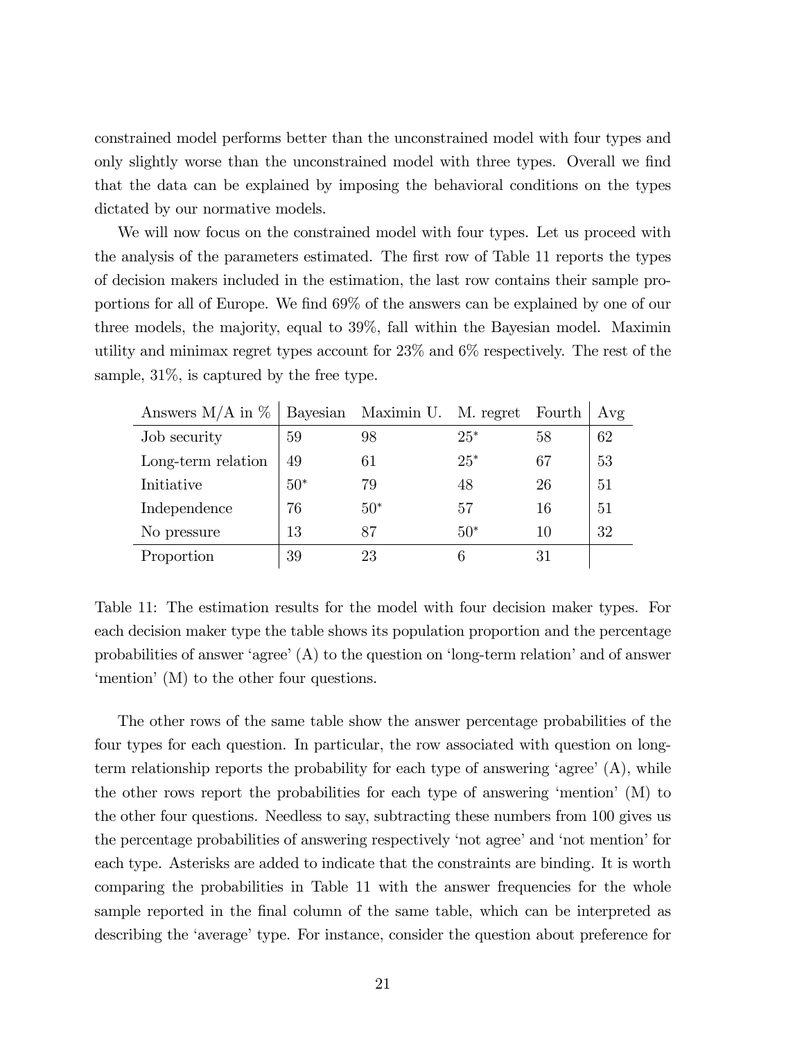constrained model performs better than the unconstrained model with four types and only slightly worse than the unconstrained model with three types. Overall we find that the data can be explained by imposing the behavioral conditions on the types dictated by our normative models.

We will now focus on the constrained model with four types. Let us proceed with the analysis of the parameters estimated. The first row of Table 11 reports the types of decision makers included in the estimation, the last row contains their sample proportions for all of Europe. We find 69% of the answers can be explained by one of our three models, the majority, equal to 39%, fall within the Bayesian model. Maximin utility and minimax regret types account for 23% and 6% respectively. The rest of the sample, 31%, is captured by the free type.

| Answers M/A in % | Bayesian | Maximin U. | M. regret | Fourth | Avg |
|---|---|---|---|---|---|
| Job security | 59 | 98 | 25* | 58 | 62 |
| Long-term relation | 49 | 61 | 25* | 67 | 53 |
| Initiative | 50* | 79 | 48 | 26 | 51 |
| Independence | 76 | 50* | 57 | 16 | 51 |
| No pressure | 13 | 87 | 50* | 10 | 32 |
| Proportion | 39 | 23 | 6 | 31 | |

Table 11: The estimation results for the model with four decision maker types. For each decision maker type the table shows its population proportion and the percentage probabilities of answer 'agree' (A) to the question on 'long-term relation' and of answer 'mention' (M) to the other four questions.

The other rows of the same table show the answer percentage probabilities of the four types for each question. In particular, the row associated with question on long-term relationship reports the probability for each type of answering 'agree' (A), while the other rows report the probabilities for each type of answering 'mention' (M) to the other four questions. Needless to say, subtracting these numbers from 100 gives us the percentage probabilities of answering respectively 'not agree' and 'not mention' for each type. Asterisks are added to indicate that the constraints are binding. It is worth comparing the probabilities in Table 11 with the answer frequencies for the whole sample reported in the final column of the same table, which can be interpreted as describing the 'average' type. For instance, consider the question about preference for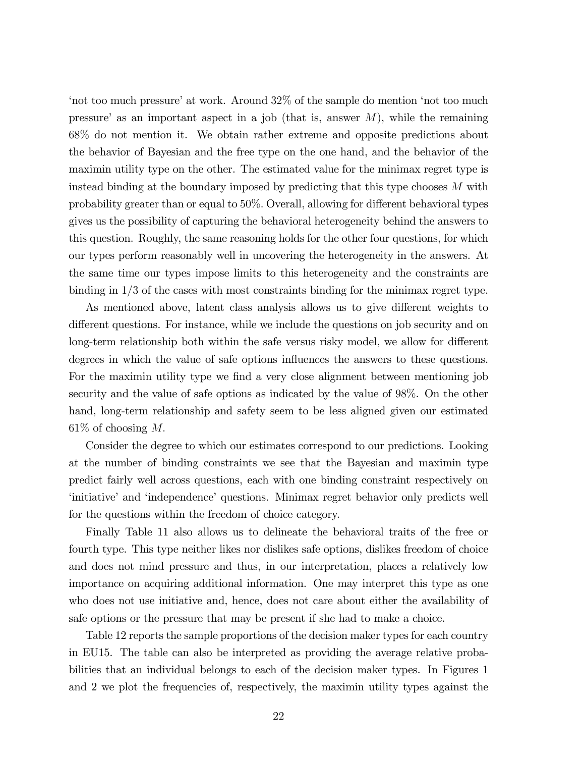'not too much pressure' at work. Around 32% of the sample do mention 'not too much pressure' as an important aspect in a job (that is, answer $M$), while the remaining 68% do not mention it. We obtain rather extreme and opposite predictions about the behavior of Bayesian and the free type on the one hand, and the behavior of the maximin utility type on the other. The estimated value for the minimax regret type is instead binding at the boundary imposed by predicting that this type chooses $M$ with probability greater than or equal to 50%. Overall, allowing for different behavioral types gives us the possibility of capturing the behavioral heterogeneity behind the answers to this question. Roughly, the same reasoning holds for the other four questions, for which our types perform reasonably well in uncovering the heterogeneity in the answers. At the same time our types impose limits to this heterogeneity and the constraints are binding in 1/3 of the cases with most constraints binding for the minimax regret type.

As mentioned above, latent class analysis allows us to give different weights to different questions. For instance, while we include the questions on job security and on long-term relationship both within the safe versus risky model, we allow for different degrees in which the value of safe options influences the answers to these questions. For the maximin utility type we find a very close alignment between mentioning job security and the value of safe options as indicated by the value of 98%. On the other hand, long-term relationship and safety seem to be less aligned given our estimated 61% of choosing $M$.

Consider the degree to which our estimates correspond to our predictions. Looking at the number of binding constraints we see that the Bayesian and maximin type predict fairly well across questions, each with one binding constraint respectively on 'initiative' and 'independence' questions. Minimax regret behavior only predicts well for the questions within the freedom of choice category.

Finally Table 11 also allows us to delineate the behavioral traits of the free or fourth type. This type neither likes nor dislikes safe options, dislikes freedom of choice and does not mind pressure and thus, in our interpretation, places a relatively low importance on acquiring additional information. One may interpret this type as one who does not use initiative and, hence, does not care about either the availability of safe options or the pressure that may be present if she had to make a choice.

Table 12 reports the sample proportions of the decision maker types for each country in EU15. The table can also be interpreted as providing the average relative probabilities that an individual belongs to each of the decision maker types. In Figures 1 and 2 we plot the frequencies of, respectively, the maximin utility types against the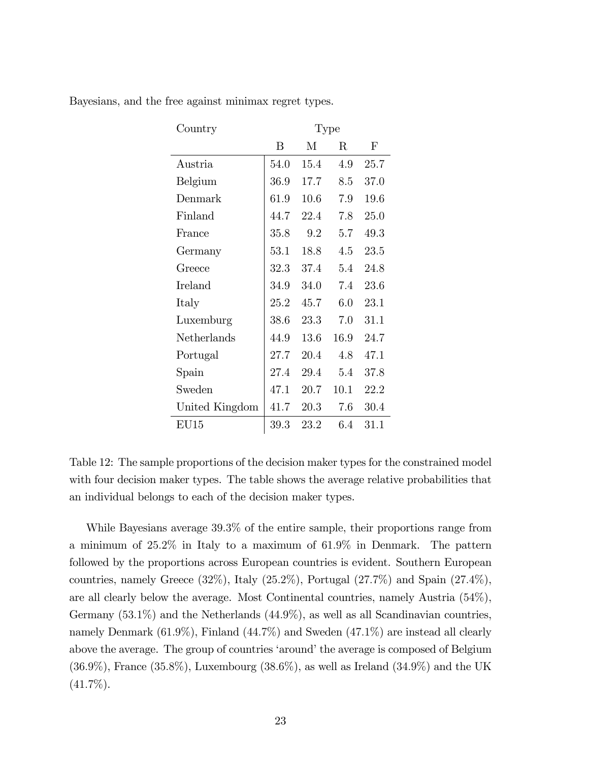Bayesians, and the free against minimax regret types.

| Country | Type | | | |
|---|---|---|---|---|
| | B | M | R | F |
| Austria | 54.0 | 15.4 | 4.9 | 25.7 |
| Belgium | 36.9 | 17.7 | 8.5 | 37.0 |
| Denmark | 61.9 | 10.6 | 7.9 | 19.6 |
| Finland | 44.7 | 22.4 | 7.8 | 25.0 |
| France | 35.8 | 9.2 | 5.7 | 49.3 |
| Germany | 53.1 | 18.8 | 4.5 | 23.5 |
| Greece | 32.3 | 37.4 | 5.4 | 24.8 |
| Ireland | 34.9 | 34.0 | 7.4 | 23.6 |
| Italy | 25.2 | 45.7 | 6.0 | 23.1 |
| Luxemburg | 38.6 | 23.3 | 7.0 | 31.1 |
| Netherlands | 44.9 | 13.6 | 16.9 | 24.7 |
| Portugal | 27.7 | 20.4 | 4.8 | 47.1 |
| Spain | 27.4 | 29.4 | 5.4 | 37.8 |
| Sweden | 47.1 | 20.7 | 10.1 | 22.2 |
| United Kingdom | 41.7 | 20.3 | 7.6 | 30.4 |
| EU15 | 39.3 | 23.2 | 6.4 | 31.1 |

Table 12: The sample proportions of the decision maker types for the constrained model with four decision maker types. The table shows the average relative probabilities that an individual belongs to each of the decision maker types.

While Bayesians average 39.3% of the entire sample, their proportions range from a minimum of 25.2% in Italy to a maximum of 61.9% in Denmark. The pattern followed by the proportions across European countries is evident. Southern European countries, namely Greece (32%), Italy (25.2%), Portugal (27.7%) and Spain (27.4%), are all clearly below the average. Most Continental countries, namely Austria (54%), Germany (53.1%) and the Netherlands (44.9%), as well as all Scandinavian countries, namely Denmark (61.9%), Finland (44.7%) and Sweden (47.1%) are instead all clearly above the average. The group of countries 'around' the average is composed of Belgium (36.9%), France (35.8%), Luxembourg (38.6%), as well as Ireland (34.9%) and the UK (41.7%).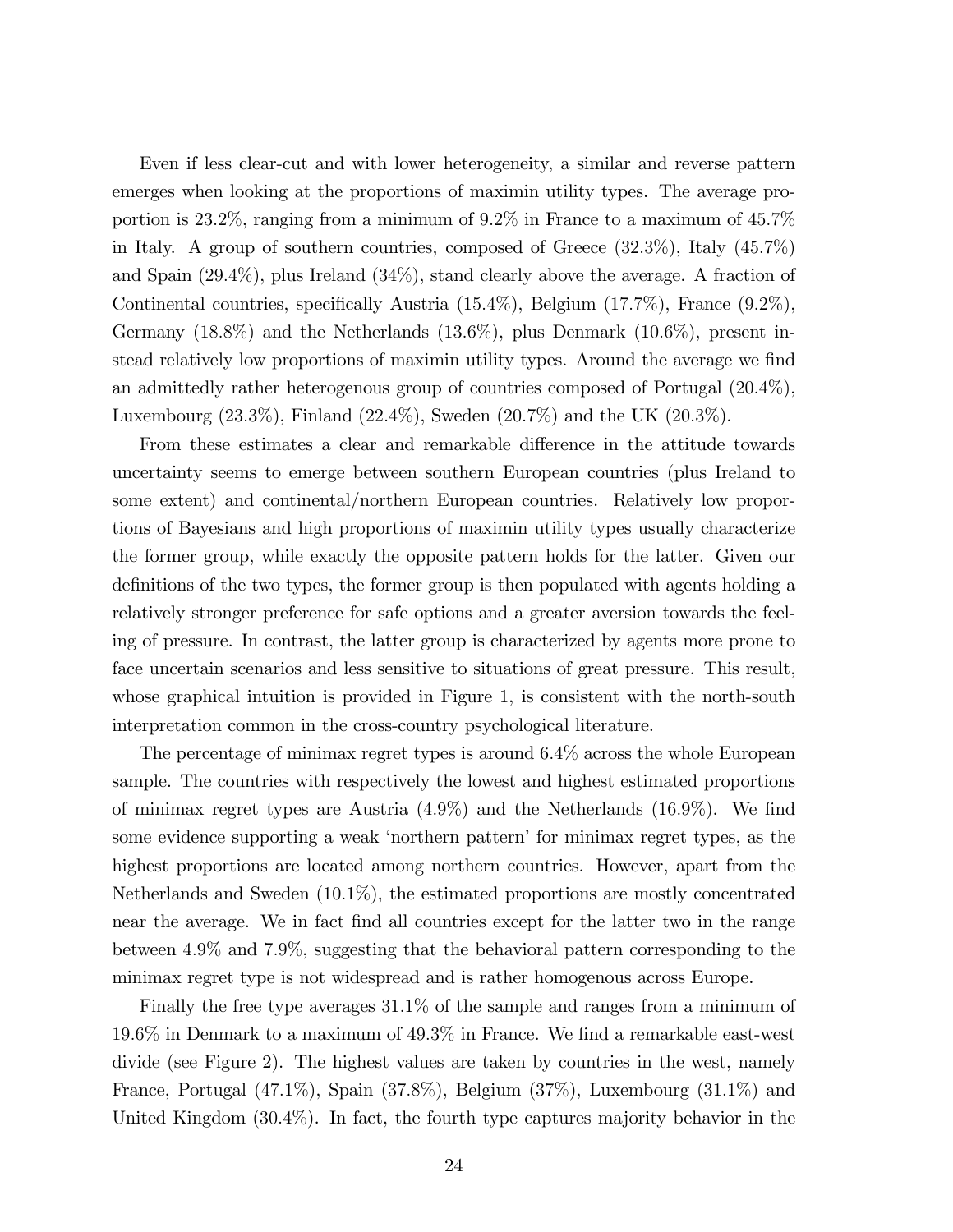Even if less clear-cut and with lower heterogeneity, a similar and reverse pattern emerges when looking at the proportions of maximin utility types. The average proportion is 23.2%, ranging from a minimum of 9.2% in France to a maximum of 45.7% in Italy. A group of southern countries, composed of Greece (32.3%), Italy (45.7%) and Spain (29.4%), plus Ireland (34%), stand clearly above the average. A fraction of Continental countries, specifically Austria (15.4%), Belgium (17.7%), France (9.2%), Germany (18.8%) and the Netherlands (13.6%), plus Denmark (10.6%), present instead relatively low proportions of maximin utility types. Around the average we find an admittedly rather heterogenous group of countries composed of Portugal (20.4%), Luxembourg (23.3%), Finland (22.4%), Sweden (20.7%) and the UK (20.3%).

From these estimates a clear and remarkable difference in the attitude towards uncertainty seems to emerge between southern European countries (plus Ireland to some extent) and continental/northern European countries. Relatively low proportions of Bayesians and high proportions of maximin utility types usually characterize the former group, while exactly the opposite pattern holds for the latter. Given our definitions of the two types, the former group is then populated with agents holding a relatively stronger preference for safe options and a greater aversion towards the feeling of pressure. In contrast, the latter group is characterized by agents more prone to face uncertain scenarios and less sensitive to situations of great pressure. This result, whose graphical intuition is provided in Figure 1, is consistent with the north-south interpretation common in the cross-country psychological literature.

The percentage of minimax regret types is around 6.4% across the whole European sample. The countries with respectively the lowest and highest estimated proportions of minimax regret types are Austria (4.9%) and the Netherlands (16.9%). We find some evidence supporting a weak 'northern pattern' for minimax regret types, as the highest proportions are located among northern countries. However, apart from the Netherlands and Sweden (10.1%), the estimated proportions are mostly concentrated near the average. We in fact find all countries except for the latter two in the range between 4.9% and 7.9%, suggesting that the behavioral pattern corresponding to the minimax regret type is not widespread and is rather homogenous across Europe.

Finally the free type averages 31.1% of the sample and ranges from a minimum of 19.6% in Denmark to a maximum of 49.3% in France. We find a remarkable east-west divide (see Figure 2). The highest values are taken by countries in the west, namely France, Portugal (47.1%), Spain (37.8%), Belgium (37%), Luxembourg (31.1%) and United Kingdom (30.4%). In fact, the fourth type captures majority behavior in the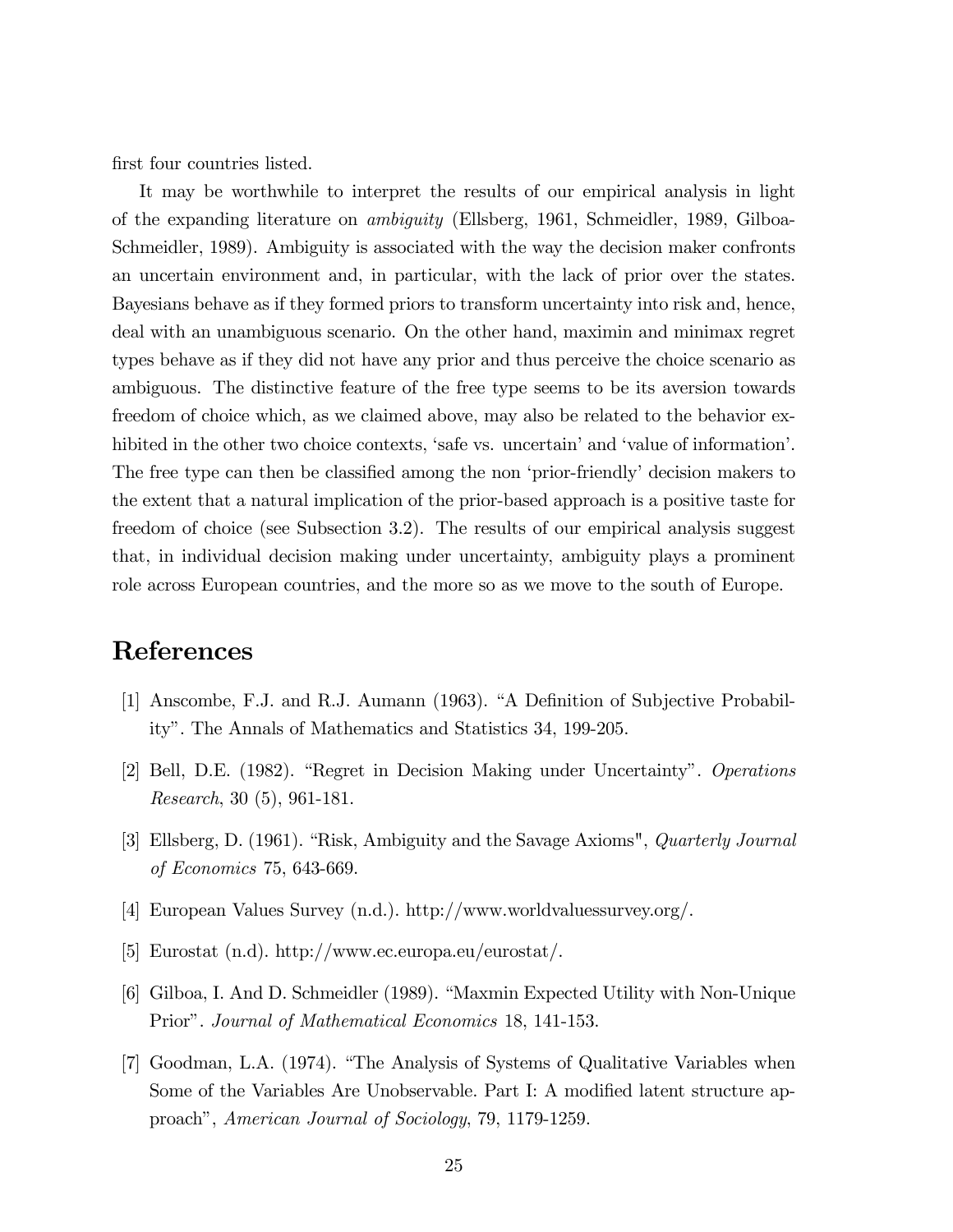first four countries listed.

It may be worthwhile to interpret the results of our empirical analysis in light of the expanding literature on *ambiguity* (Ellsberg, 1961, Schmeidler, 1989, Gilboa-Schmeidler, 1989). Ambiguity is associated with the way the decision maker confronts an uncertain environment and, in particular, with the lack of prior over the states. Bayesians behave as if they formed priors to transform uncertainty into risk and, hence, deal with an unambiguous scenario. On the other hand, maximin and minimax regret types behave as if they did not have any prior and thus perceive the choice scenario as ambiguous. The distinctive feature of the free type seems to be its aversion towards freedom of choice which, as we claimed above, may also be related to the behavior exhibited in the other two choice contexts, 'safe vs. uncertain' and 'value of information'. The free type can then be classified among the non 'prior-friendly' decision makers to the extent that a natural implication of the prior-based approach is a positive taste for freedom of choice (see Subsection 3.2). The results of our empirical analysis suggest that, in individual decision making under uncertainty, ambiguity plays a prominent role across European countries, and the more so as we move to the south of Europe.

# References

[1] Anscombe, F.J. and R.J. Aumann (1963). "A Definition of Subjective Probability". The Annals of Mathematics and Statistics 34, 199-205.

[2] Bell, D.E. (1982). "Regret in Decision Making under Uncertainty". *Operations Research*, 30 (5), 961-181.

[3] Ellsberg, D. (1961). "Risk, Ambiguity and the Savage Axioms", *Quarterly Journal of Economics* 75, 643-669.

[4] European Values Survey (n.d.). http://www.worldvaluessurvey.org/.

[5] Eurostat (n.d). http://www.ec.europa.eu/eurostat/.

[6] Gilboa, I. And D. Schmeidler (1989). "Maxmin Expected Utility with Non-Unique Prior". *Journal of Mathematical Economics* 18, 141-153.

[7] Goodman, L.A. (1974). "The Analysis of Systems of Qualitative Variables when Some of the Variables Are Unobservable. Part I: A modified latent structure approach", *American Journal of Sociology*, 79, 1179-1259.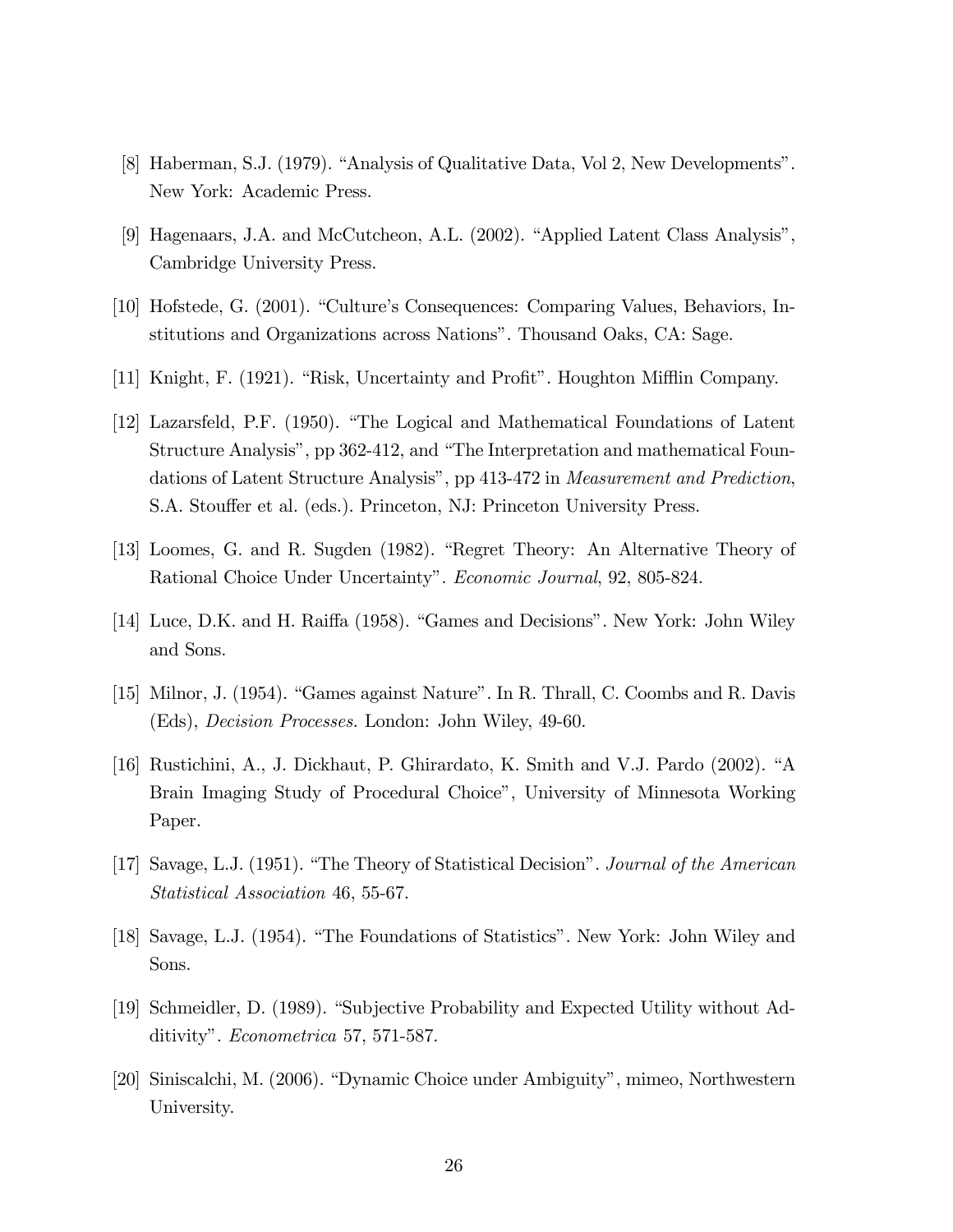[8] Haberman, S.J. (1979). "Analysis of Qualitative Data, Vol 2, New Developments". New York: Academic Press.

[9] Hagenaars, J.A. and McCutcheon, A.L. (2002). "Applied Latent Class Analysis", Cambridge University Press.

[10] Hofstede, G. (2001). "Culture's Consequences: Comparing Values, Behaviors, Institutions and Organizations across Nations". Thousand Oaks, CA: Sage.

[11] Knight, F. (1921). "Risk, Uncertainty and Profit". Houghton Mifflin Company.

[12] Lazarsfeld, P.F. (1950). "The Logical and Mathematical Foundations of Latent Structure Analysis", pp 362-412, and "The Interpretation and mathematical Foundations of Latent Structure Analysis", pp 413-472 in *Measurement and Prediction*, S.A. Stouffer et al. (eds.). Princeton, NJ: Princeton University Press.

[13] Loomes, G. and R. Sugden (1982). "Regret Theory: An Alternative Theory of Rational Choice Under Uncertainty". *Economic Journal*, 92, 805-824.

[14] Luce, D.K. and H. Raiffa (1958). "Games and Decisions". New York: John Wiley and Sons.

[15] Milnor, J. (1954). "Games against Nature". In R. Thrall, C. Coombs and R. Davis (Eds), *Decision Processes.* London: John Wiley, 49-60.

[16] Rustichini, A., J. Dickhaut, P. Ghirardato, K. Smith and V.J. Pardo (2002). "A Brain Imaging Study of Procedural Choice", University of Minnesota Working Paper.

[17] Savage, L.J. (1951). "The Theory of Statistical Decision". *Journal of the American Statistical Association* 46, 55-67.

[18] Savage, L.J. (1954). "The Foundations of Statistics". New York: John Wiley and Sons.

[19] Schmeidler, D. (1989). "Subjective Probability and Expected Utility without Additivity". *Econometrica* 57, 571-587.

[20] Siniscalchi, M. (2006). "Dynamic Choice under Ambiguity", mimeo, Northwestern University.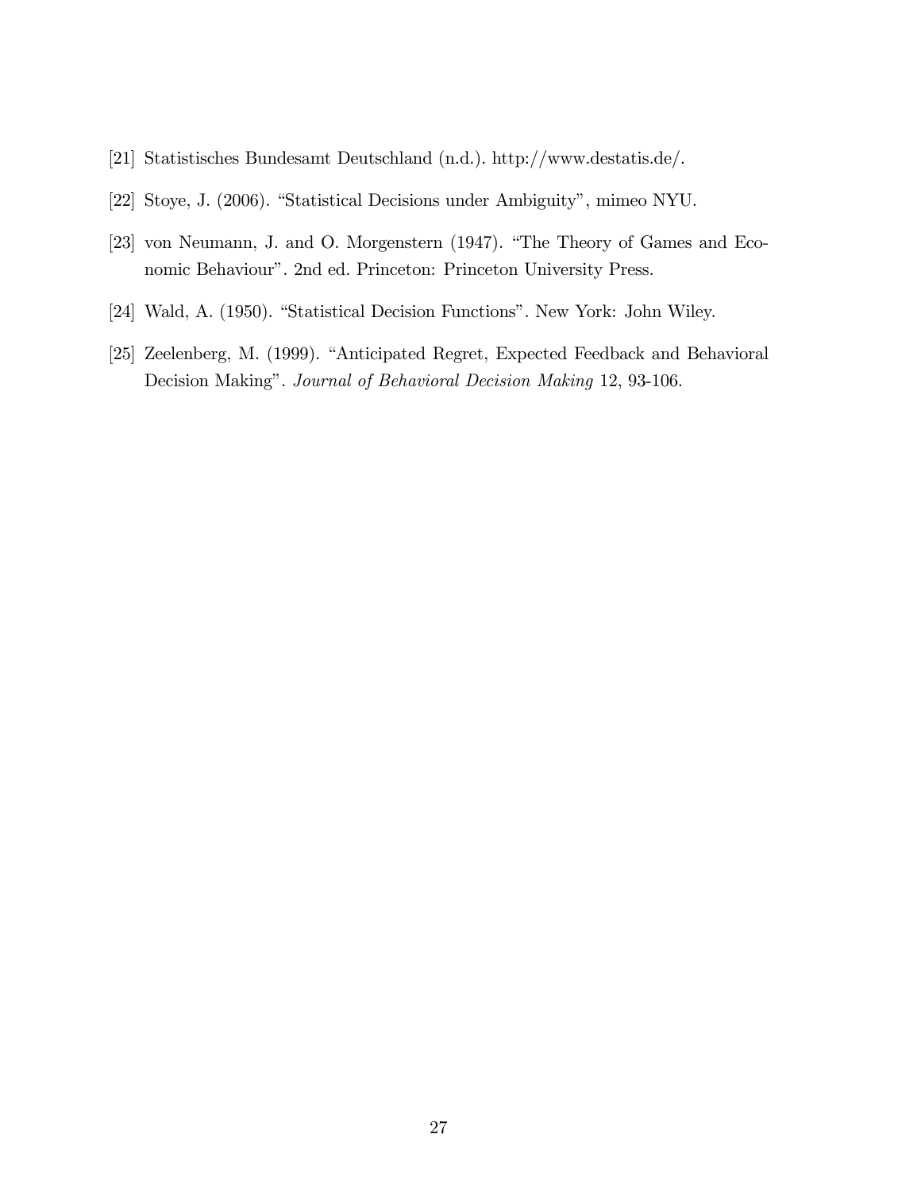[21] Statistisches Bundesamt Deutschland (n.d.). http://www.destatis.de/.

[22] Stoye, J. (2006). "Statistical Decisions under Ambiguity", mimeo NYU.

[23] von Neumann, J. and O. Morgenstern (1947). "The Theory of Games and Economic Behaviour". 2nd ed. Princeton: Princeton University Press.

[24] Wald, A. (1950). "Statistical Decision Functions". New York: John Wiley.

[25] Zeelenberg, M. (1999). "Anticipated Regret, Expected Feedback and Behavioral Decision Making". *Journal of Behavioral Decision Making* 12, 93-106.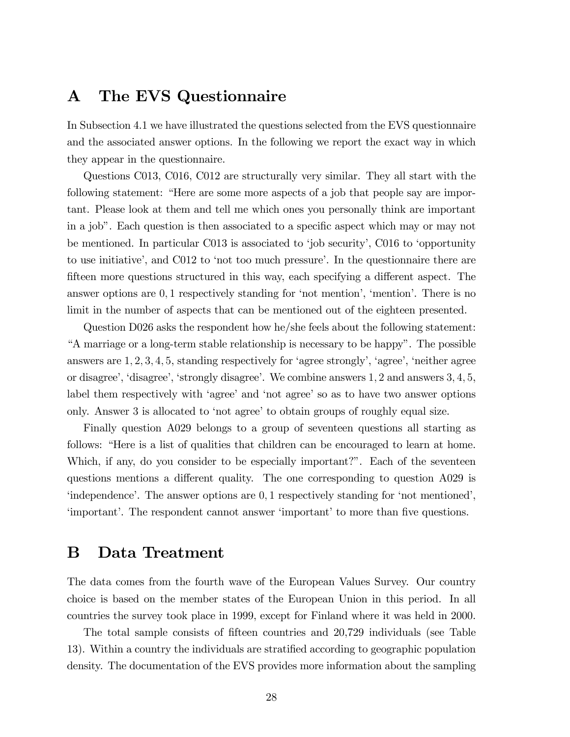# A The EVS Questionnaire

In Subsection 4.1 we have illustrated the questions selected from the EVS questionnaire and the associated answer options. In the following we report the exact way in which they appear in the questionnaire.

Questions C013, C016, C012 are structurally very similar. They all start with the following statement: "Here are some more aspects of a job that people say are important. Please look at them and tell me which ones you personally think are important in a job". Each question is then associated to a specific aspect which may or may not be mentioned. In particular C013 is associated to 'job security', C016 to 'opportunity to use initiative', and C012 to 'not too much pressure'. In the questionnaire there are fifteen more questions structured in this way, each specifying a different aspect. The answer options are $0, 1$ respectively standing for 'not mention', 'mention'. There is no limit in the number of aspects that can be mentioned out of the eighteen presented.

Question D026 asks the respondent how he/she feels about the following statement: "A marriage or a long-term stable relationship is necessary to be happy". The possible answers are $1, 2, 3, 4, 5$, standing respectively for 'agree strongly', 'agree', 'neither agree or disagree', 'disagree', 'strongly disagree'. We combine answers $1, 2$ and answers $3, 4, 5$, label them respectively with 'agree' and 'not agree' so as to have two answer options only. Answer 3 is allocated to 'not agree' to obtain groups of roughly equal size.

Finally question A029 belongs to a group of seventeen questions all starting as follows: "Here is a list of qualities that children can be encouraged to learn at home. Which, if any, do you consider to be especially important?". Each of the seventeen questions mentions a different quality. The one corresponding to question A029 is 'independence'. The answer options are $0, 1$ respectively standing for 'not mentioned', 'important'. The respondent cannot answer 'important' to more than five questions.

# B Data Treatment

The data comes from the fourth wave of the European Values Survey. Our country choice is based on the member states of the European Union in this period. In all countries the survey took place in 1999, except for Finland where it was held in 2000.

The total sample consists of fifteen countries and 20,729 individuals (see Table 13). Within a country the individuals are stratified according to geographic population density. The documentation of the EVS provides more information about the sampling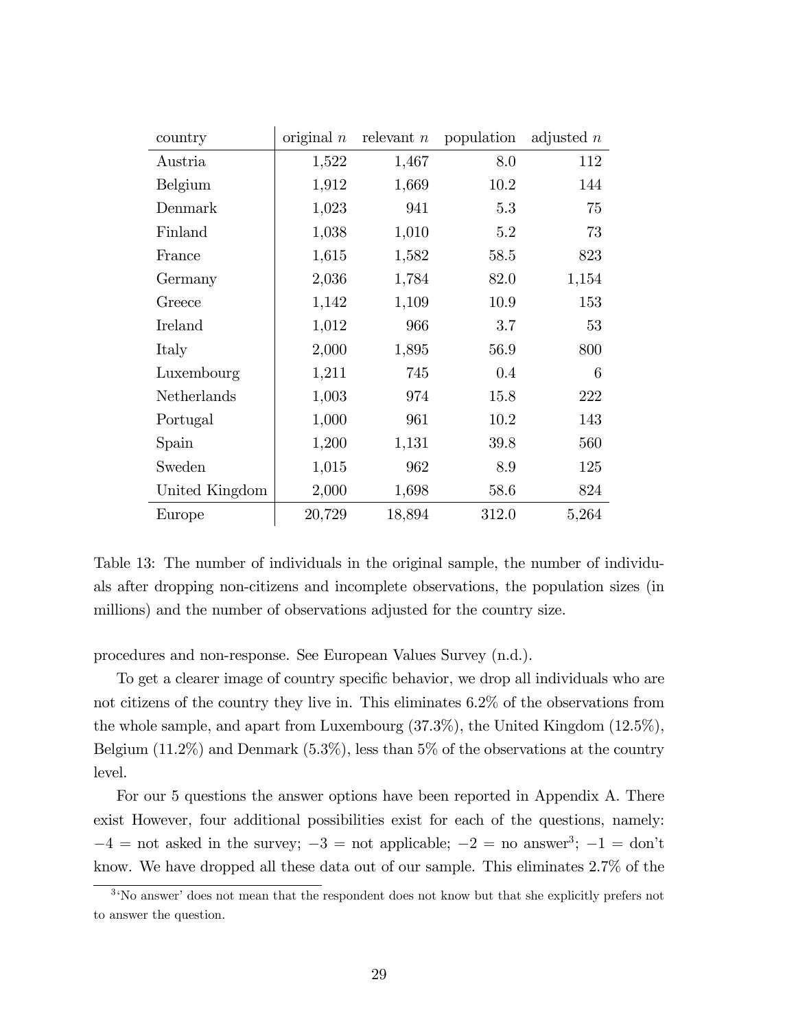| country | original $n$ | relevant $n$ | population | adjusted $n$ |
|---|---|---|---|---|
| Austria | 1,522 | 1,467 | 8.0 | 112 |
| Belgium | 1,912 | 1,669 | 10.2 | 144 |
| Denmark | 1,023 | 941 | 5.3 | 75 |
| Finland | 1,038 | 1,010 | 5.2 | 73 |
| France | 1,615 | 1,582 | 58.5 | 823 |
| Germany | 2,036 | 1,784 | 82.0 | 1,154 |
| Greece | 1,142 | 1,109 | 10.9 | 153 |
| Ireland | 1,012 | 966 | 3.7 | 53 |
| Italy | 2,000 | 1,895 | 56.9 | 800 |
| Luxembourg | 1,211 | 745 | 0.4 | 6 |
| Netherlands | 1,003 | 974 | 15.8 | 222 |
| Portugal | 1,000 | 961 | 10.2 | 143 |
| Spain | 1,200 | 1,131 | 39.8 | 560 |
| Sweden | 1,015 | 962 | 8.9 | 125 |
| United Kingdom | 2,000 | 1,698 | 58.6 | 824 |
| Europe | 20,729 | 18,894 | 312.0 | 5,264 |

Table 13: The number of individuals in the original sample, the number of individuals after dropping non-citizens and incomplete observations, the population sizes (in millions) and the number of observations adjusted for the country size.

procedures and non-response. See European Values Survey (n.d.).

To get a clearer image of country specific behavior, we drop all individuals who are not citizens of the country they live in. This eliminates 6.2% of the observations from the whole sample, and apart from Luxembourg (37.3%), the United Kingdom (12.5%), Belgium (11.2%) and Denmark (5.3%), less than 5% of the observations at the country level.

For our 5 questions the answer options have been reported in Appendix A. There exist However, four additional possibilities exist for each of the questions, namely: $-4$ = not asked in the survey; $-3$ = not applicable; $-2$ = no answer[3]; $-1$ = don't know. We have dropped all these data out of our sample. This eliminates 2.7% of the

[3] 'No answer' does not mean that the respondent does not know but that she explicitly prefers not to answer the question.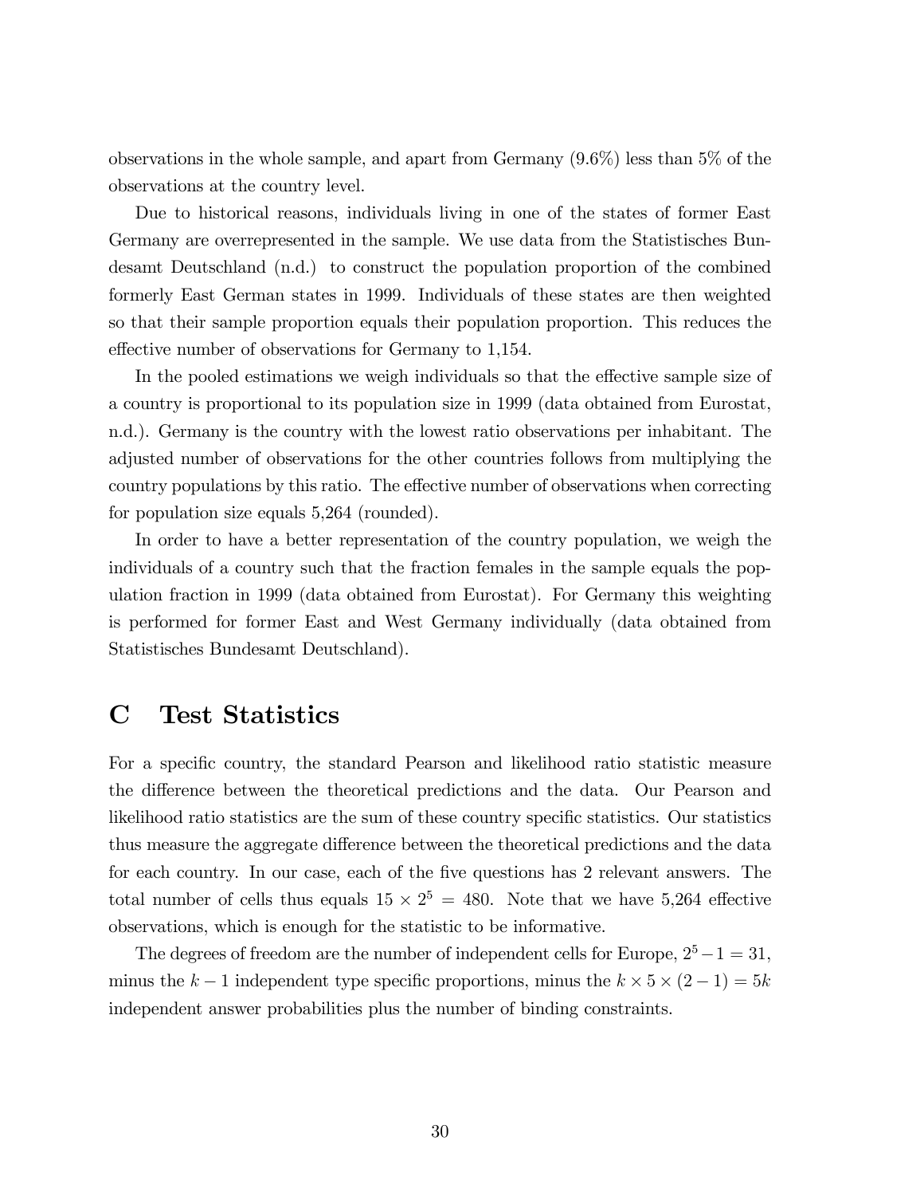observations in the whole sample, and apart from Germany (9.6%) less than 5% of the observations at the country level.

Due to historical reasons, individuals living in one of the states of former East Germany are overrepresented in the sample. We use data from the Statistisches Bundesamt Deutschland (n.d.) to construct the population proportion of the combined formerly East German states in 1999. Individuals of these states are then weighted so that their sample proportion equals their population proportion. This reduces the effective number of observations for Germany to 1,154.

In the pooled estimations we weigh individuals so that the effective sample size of a country is proportional to its population size in 1999 (data obtained from Eurostat, n.d.). Germany is the country with the lowest ratio observations per inhabitant. The adjusted number of observations for the other countries follows from multiplying the country populations by this ratio. The effective number of observations when correcting for population size equals 5,264 (rounded).

In order to have a better representation of the country population, we weigh the individuals of a country such that the fraction females in the sample equals the population fraction in 1999 (data obtained from Eurostat). For Germany this weighting is performed for former East and West Germany individually (data obtained from Statistisches Bundesamt Deutschland).

# C Test Statistics

For a specific country, the standard Pearson and likelihood ratio statistic measure the difference between the theoretical predictions and the data. Our Pearson and likelihood ratio statistics are the sum of these country specific statistics. Our statistics thus measure the aggregate difference between the theoretical predictions and the data for each country. In our case, each of the five questions has 2 relevant answers. The total number of cells thus equals $15 \times 2^5 = 480$. Note that we have 5,264 effective observations, which is enough for the statistic to be informative.

The degrees of freedom are the number of independent cells for Europe, $2^5 - 1 = 31$, minus the $k-1$ independent type specific proportions, minus the $k \times 5 \times (2-1) = 5k$ independent answer probabilities plus the number of binding constraints.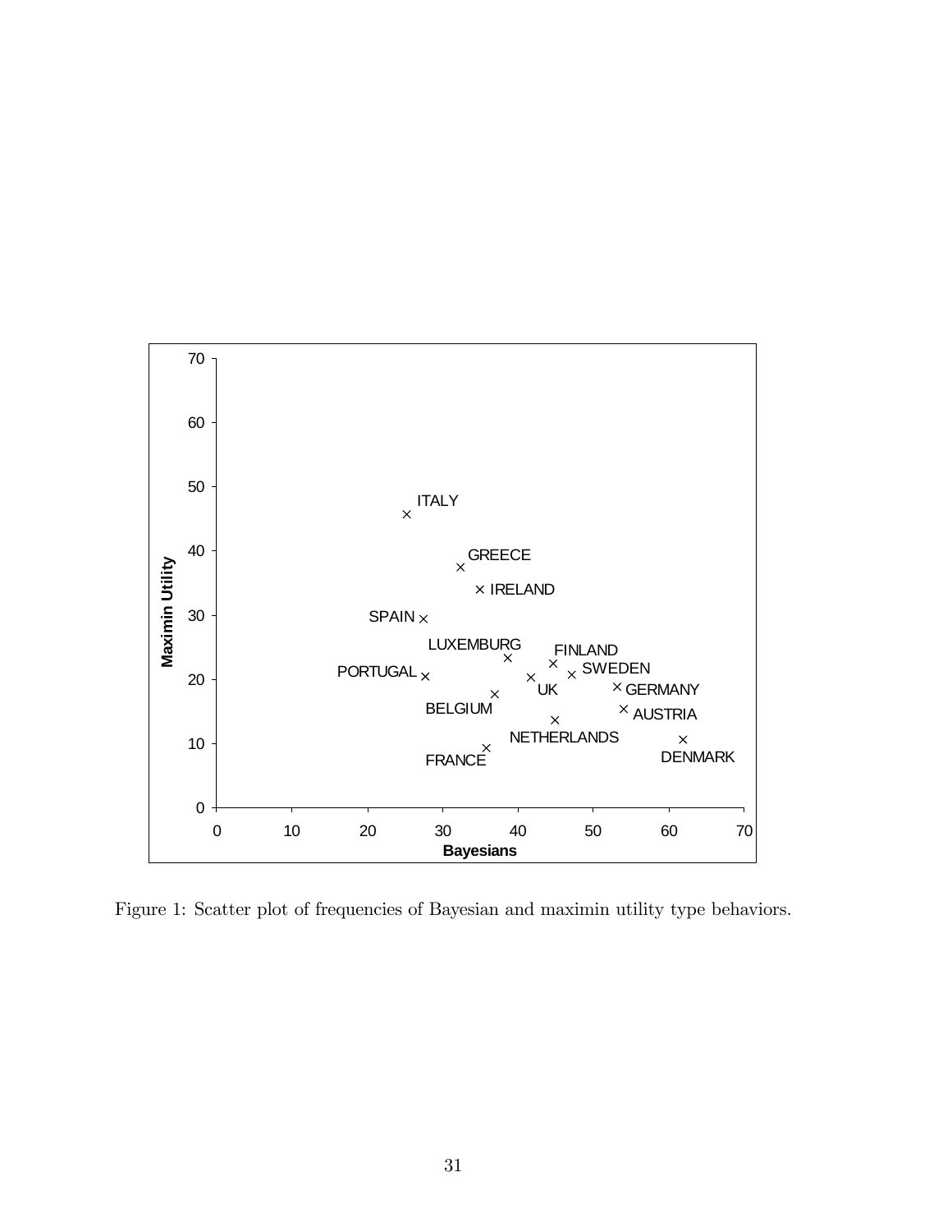Figure 1: Scatter plot of frequencies of Bayesian and maximin utility type behaviors.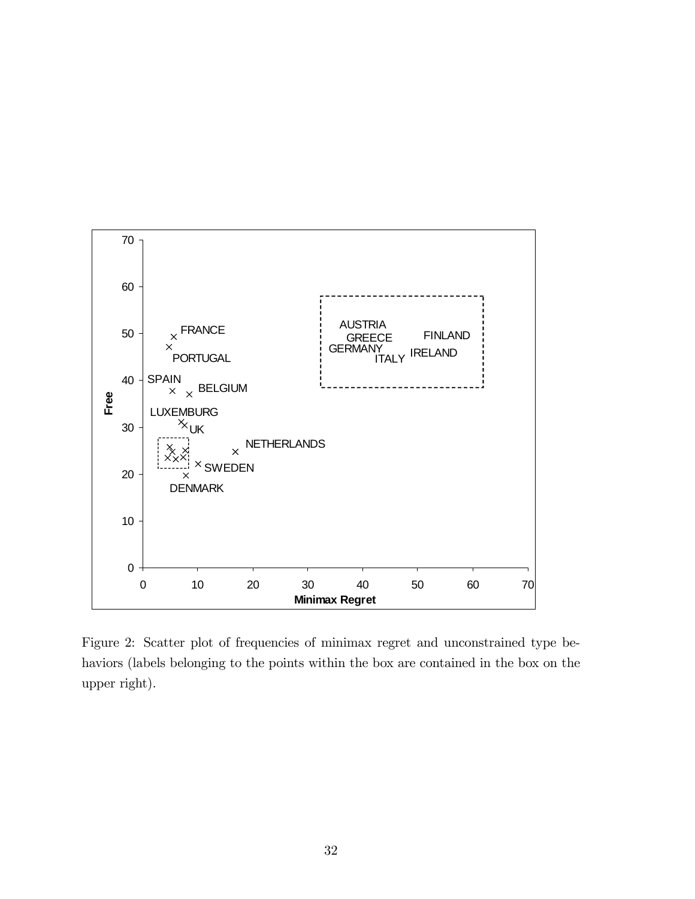70
60
50
40
30
20
10
0

0 10 20 30 40 50 60 70

Free

Minimax Regret

FRANCE
PORTUGAL
SPAIN
BELGIUM
LUXEMBURG
UK
NETHERLANDS
SWEDEN
DENMARK
AUSTRIA
GREECE
GERMANY
ITALY
FINLAND
IRELAND

Figure 2: Scatter plot of frequencies of minimax regret and unconstrained type behaviors (labels belonging to the points within the box are contained in the box on the upper right).